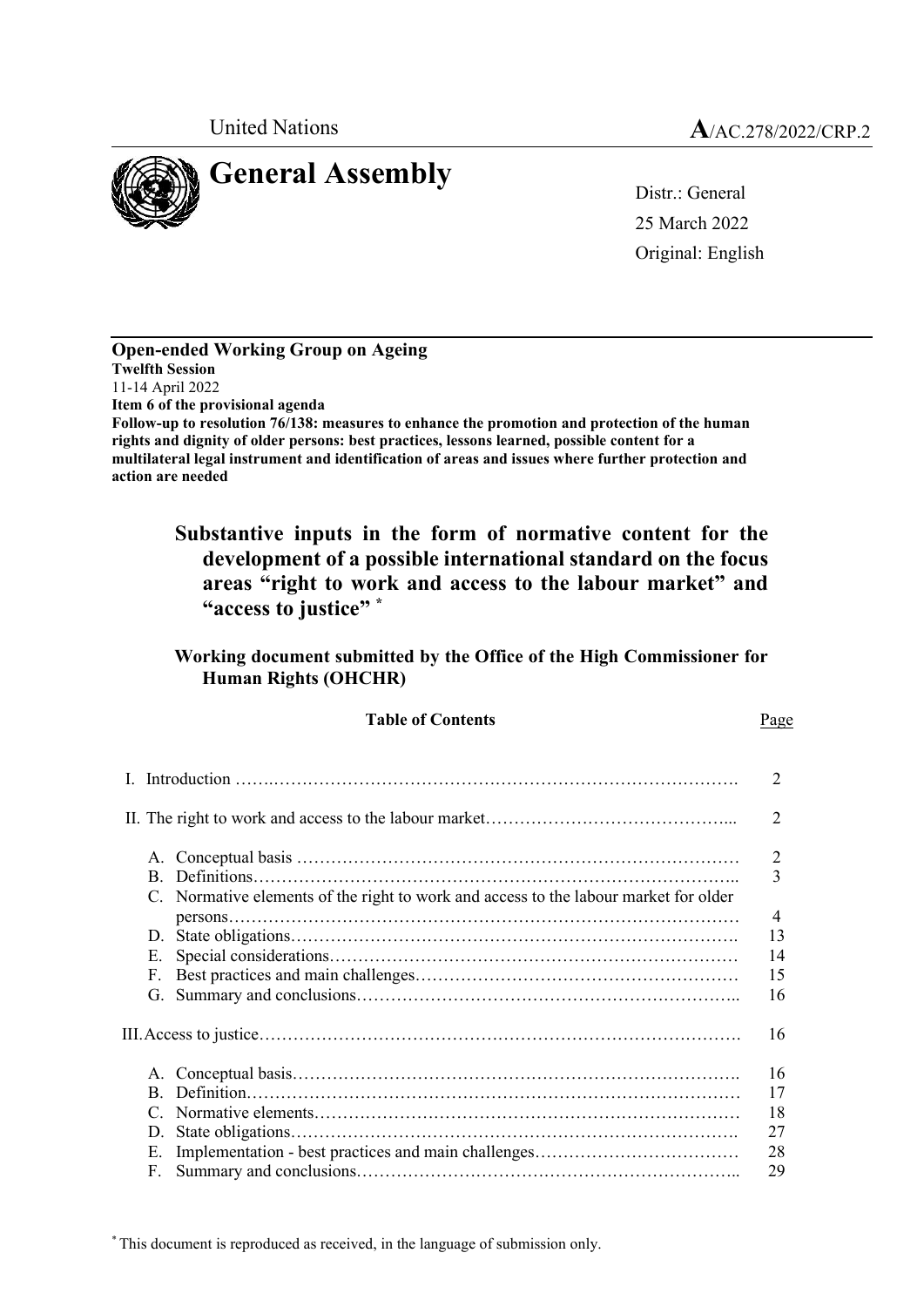United Nations **A**/AC.278/2022/CRP.2

# General Assembly

Distr.: General
25 March 2022
Original: English

**Open-ended Working Group on Ageing**
**Twelfth Session**
11-14 April 2022
**Item 6 of the provisional agenda**
**Follow-up to resolution 76/138: measures to enhance the promotion and protection of the human rights and dignity of older persons: best practices, lessons learned, possible content for a multilateral legal instrument and identification of areas and issues where further protection and action are needed**

## Substantive inputs in the form of normative content for the development of a possible international standard on the focus areas "right to work and access to the labour market" and "access to justice" *

### Working document submitted by the Office of the High Commissioner for Human Rights (OHCHR)

**Table of Contents**

| | Page |
|---|---|
| I. Introduction | 2 |
| II. The right to work and access to the labour market | 2 |
| A. Conceptual basis | 2 |
| B. Definitions | 3 |
| C. Normative elements of the right to work and access to the labour market for older persons | 4 |
| D. State obligations | 13 |
| E. Special considerations | 14 |
| F. Best practices and main challenges | 15 |
| G. Summary and conclusions | 16 |
| III. Access to justice | 16 |
| A. Conceptual basis | 16 |
| B. Definition | 17 |
| C. Normative elements | 18 |
| D. State obligations | 27 |
| E. Implementation - best practices and main challenges | 28 |
| F. Summary and conclusions | 29 |

* This document is reproduced as received, in the language of submission only.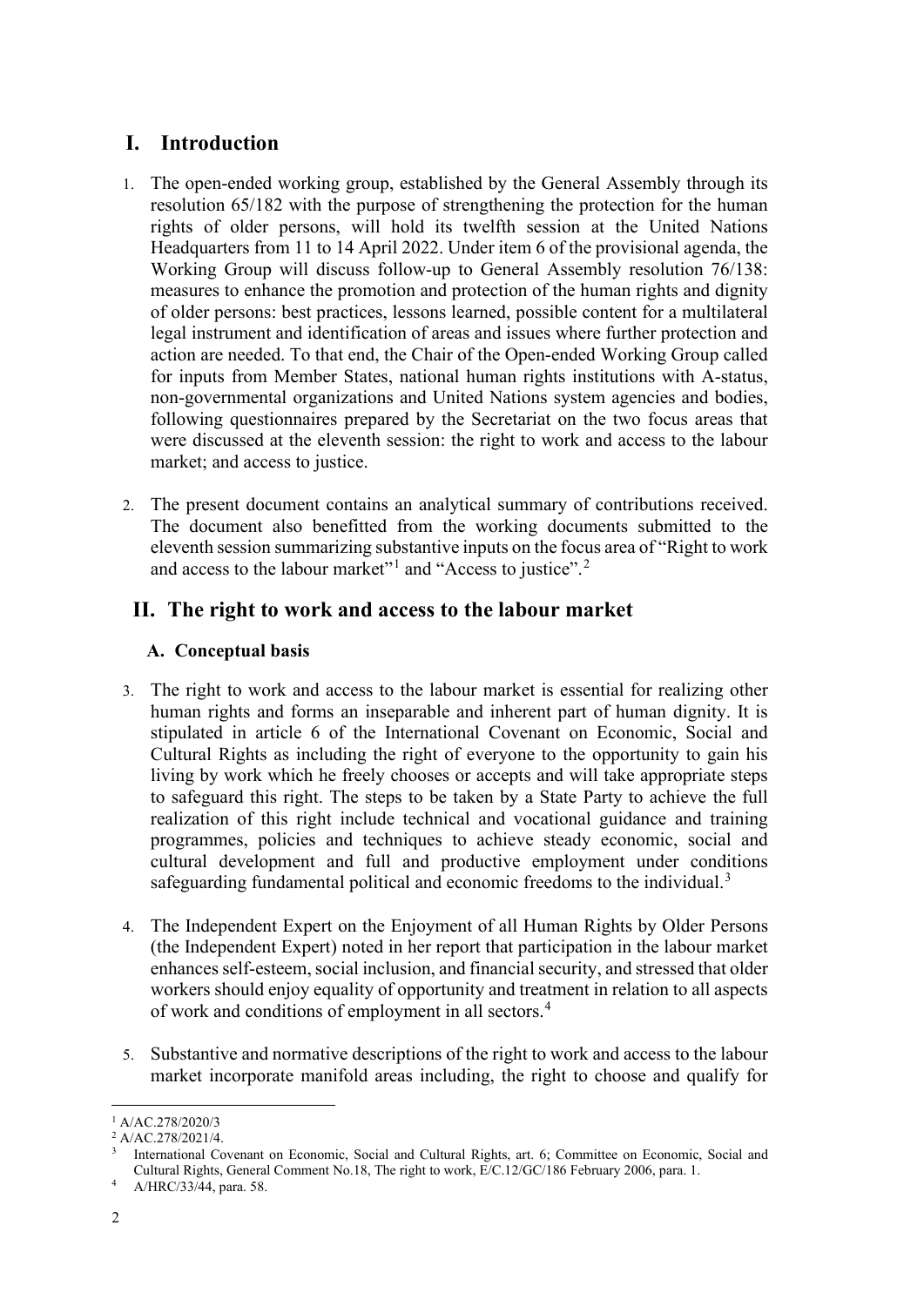# I. Introduction

1. The open-ended working group, established by the General Assembly through its resolution 65/182 with the purpose of strengthening the protection for the human rights of older persons, will hold its twelfth session at the United Nations Headquarters from 11 to 14 April 2022. Under item 6 of the provisional agenda, the Working Group will discuss follow-up to General Assembly resolution 76/138: measures to enhance the promotion and protection of the human rights and dignity of older persons: best practices, lessons learned, possible content for a multilateral legal instrument and identification of areas and issues where further protection and action are needed. To that end, the Chair of the Open-ended Working Group called for inputs from Member States, national human rights institutions with A-status, non-governmental organizations and United Nations system agencies and bodies, following questionnaires prepared by the Secretariat on the two focus areas that were discussed at the eleventh session: the right to work and access to the labour market; and access to justice.

2. The present document contains an analytical summary of contributions received. The document also benefitted from the working documents submitted to the eleventh session summarizing substantive inputs on the focus area of "Right to work and access to the labour market"[1] and "Access to justice".[2]

# II. The right to work and access to the labour market

## A. Conceptual basis

3. The right to work and access to the labour market is essential for realizing other human rights and forms an inseparable and inherent part of human dignity. It is stipulated in article 6 of the International Covenant on Economic, Social and Cultural Rights as including the right of everyone to the opportunity to gain his living by work which he freely chooses or accepts and will take appropriate steps to safeguard this right. The steps to be taken by a State Party to achieve the full realization of this right include technical and vocational guidance and training programmes, policies and techniques to achieve steady economic, social and cultural development and full and productive employment under conditions safeguarding fundamental political and economic freedoms to the individual.[3]

4. The Independent Expert on the Enjoyment of all Human Rights by Older Persons (the Independent Expert) noted in her report that participation in the labour market enhances self-esteem, social inclusion, and financial security, and stressed that older workers should enjoy equality of opportunity and treatment in relation to all aspects of work and conditions of employment in all sectors.[4]

5. Substantive and normative descriptions of the right to work and access to the labour market incorporate manifold areas including, the right to choose and qualify for

---

[1] A/AC.278/2020/3

[2] A/AC.278/2021/4.

[3] International Covenant on Economic, Social and Cultural Rights, art. 6; Committee on Economic, Social and Cultural Rights, General Comment No.18, The right to work, E/C.12/GC/186 February 2006, para. 1.

[4] A/HRC/33/44, para. 58.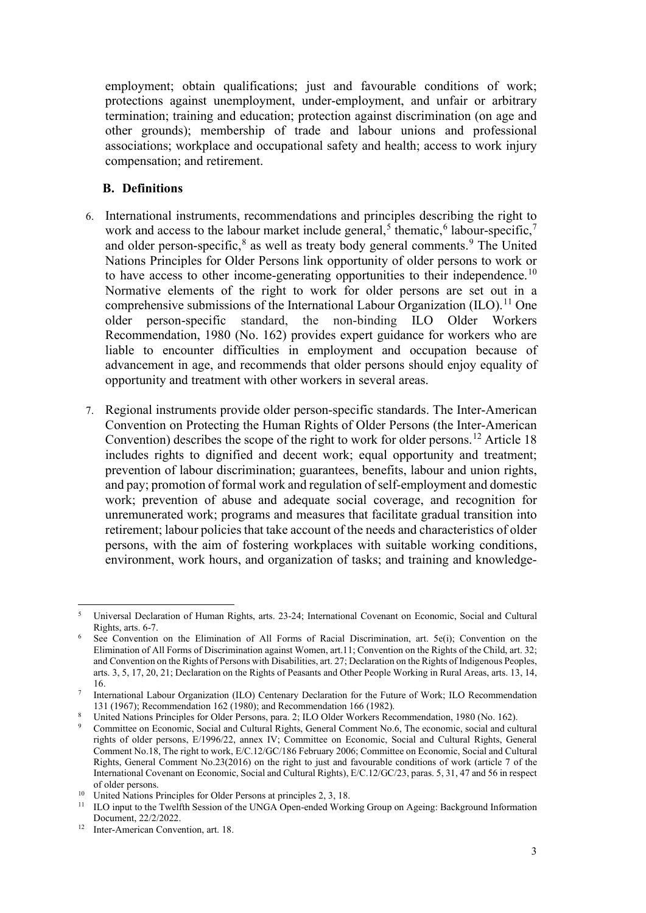employment; obtain qualifications; just and favourable conditions of work; protections against unemployment, under-employment, and unfair or arbitrary termination; training and education; protection against discrimination (on age and other grounds); membership of trade and labour unions and professional associations; workplace and occupational safety and health; access to work injury compensation; and retirement.

### B. Definitions

6. International instruments, recommendations and principles describing the right to work and access to the labour market include general,[5] thematic,[6] labour-specific,[7] and older person-specific,[8] as well as treaty body general comments.[9] The United Nations Principles for Older Persons link opportunity of older persons to work or to have access to other income-generating opportunities to their independence.[10] Normative elements of the right to work for older persons are set out in a comprehensive submissions of the International Labour Organization (ILO).[11] One older person-specific standard, the non-binding ILO Older Workers Recommendation, 1980 (No. 162) provides expert guidance for workers who are liable to encounter difficulties in employment and occupation because of advancement in age, and recommends that older persons should enjoy equality of opportunity and treatment with other workers in several areas.

7. Regional instruments provide older person-specific standards. The Inter-American Convention on Protecting the Human Rights of Older Persons (the Inter-American Convention) describes the scope of the right to work for older persons.[12] Article 18 includes rights to dignified and decent work; equal opportunity and treatment; prevention of labour discrimination; guarantees, benefits, labour and union rights, and pay; promotion of formal work and regulation of self-employment and domestic work; prevention of abuse and adequate social coverage, and recognition for unremunerated work; programs and measures that facilitate gradual transition into retirement; labour policies that take account of the needs and characteristics of older persons, with the aim of fostering workplaces with suitable working conditions, environment, work hours, and organization of tasks; and training and knowledge-

---

[5] Universal Declaration of Human Rights, arts. 23-24; International Covenant on Economic, Social and Cultural Rights, arts. 6-7.

[6] See Convention on the Elimination of All Forms of Racial Discrimination, art. 5e(i); Convention on the Elimination of All Forms of Discrimination against Women, art.11; Convention on the Rights of the Child, art. 32; and Convention on the Rights of Persons with Disabilities, art. 27; Declaration on the Rights of Indigenous Peoples, arts. 3, 5, 17, 20, 21; Declaration on the Rights of Peasants and Other People Working in Rural Areas, arts. 13, 14, 16.

[7] International Labour Organization (ILO) Centenary Declaration for the Future of Work; ILO Recommendation 131 (1967); Recommendation 162 (1980); and Recommendation 166 (1982).

[8] United Nations Principles for Older Persons, para. 2; ILO Older Workers Recommendation, 1980 (No. 162).

[9] Committee on Economic, Social and Cultural Rights, General Comment No.6, The economic, social and cultural rights of older persons, E/1996/22, annex IV; Committee on Economic, Social and Cultural Rights, General Comment No.18, The right to work, E/C.12/GC/186 February 2006; Committee on Economic, Social and Cultural Rights, General Comment No.23(2016) on the right to just and favourable conditions of work (article 7 of the International Covenant on Economic, Social and Cultural Rights), E/C.12/GC/23, paras. 5, 31, 47 and 56 in respect of older persons.

[10] United Nations Principles for Older Persons at principles 2, 3, 18.

[11] ILO input to the Twelfth Session of the UNGA Open-ended Working Group on Ageing: Background Information Document, 22/2/2022.

[12] Inter-American Convention, art. 18.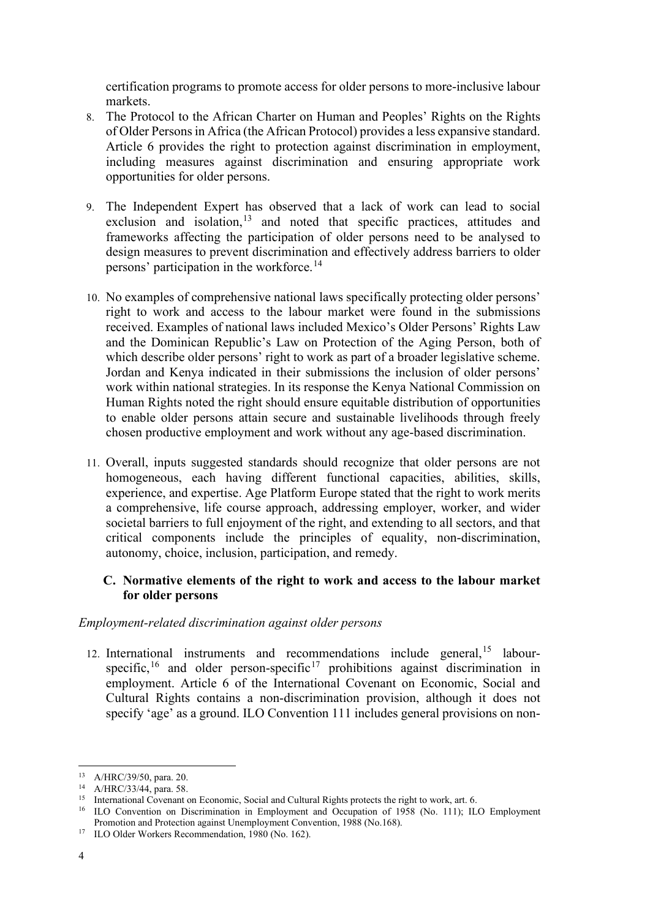certification programs to promote access for older persons to more-inclusive labour markets.

8. The Protocol to the African Charter on Human and Peoples' Rights on the Rights of Older Persons in Africa (the African Protocol) provides a less expansive standard. Article 6 provides the right to protection against discrimination in employment, including measures against discrimination and ensuring appropriate work opportunities for older persons.

9. The Independent Expert has observed that a lack of work can lead to social exclusion and isolation,[13] and noted that specific practices, attitudes and frameworks affecting the participation of older persons need to be analysed to design measures to prevent discrimination and effectively address barriers to older persons' participation in the workforce.[14]

10. No examples of comprehensive national laws specifically protecting older persons' right to work and access to the labour market were found in the submissions received. Examples of national laws included Mexico's Older Persons' Rights Law and the Dominican Republic's Law on Protection of the Aging Person, both of which describe older persons' right to work as part of a broader legislative scheme. Jordan and Kenya indicated in their submissions the inclusion of older persons' work within national strategies. In its response the Kenya National Commission on Human Rights noted the right should ensure equitable distribution of opportunities to enable older persons attain secure and sustainable livelihoods through freely chosen productive employment and work without any age-based discrimination.

11. Overall, inputs suggested standards should recognize that older persons are not homogeneous, each having different functional capacities, abilities, skills, experience, and expertise. Age Platform Europe stated that the right to work merits a comprehensive, life course approach, addressing employer, worker, and wider societal barriers to full enjoyment of the right, and extending to all sectors, and that critical components include the principles of equality, non-discrimination, autonomy, choice, inclusion, participation, and remedy.

### C. Normative elements of the right to work and access to the labour market for older persons

*Employment-related discrimination against older persons*

12. International instruments and recommendations include general,[15] labour-specific,[16] and older person-specific[17] prohibitions against discrimination in employment. Article 6 of the International Covenant on Economic, Social and Cultural Rights contains a non-discrimination provision, although it does not specify 'age' as a ground. ILO Convention 111 includes general provisions on non-

---

[13] A/HRC/39/50, para. 20.

[14] A/HRC/33/44, para. 58.

[15] International Covenant on Economic, Social and Cultural Rights protects the right to work, art. 6.

[16] ILO Convention on Discrimination in Employment and Occupation of 1958 (No. 111); ILO Employment Promotion and Protection against Unemployment Convention, 1988 (No.168).

[17] ILO Older Workers Recommendation, 1980 (No. 162).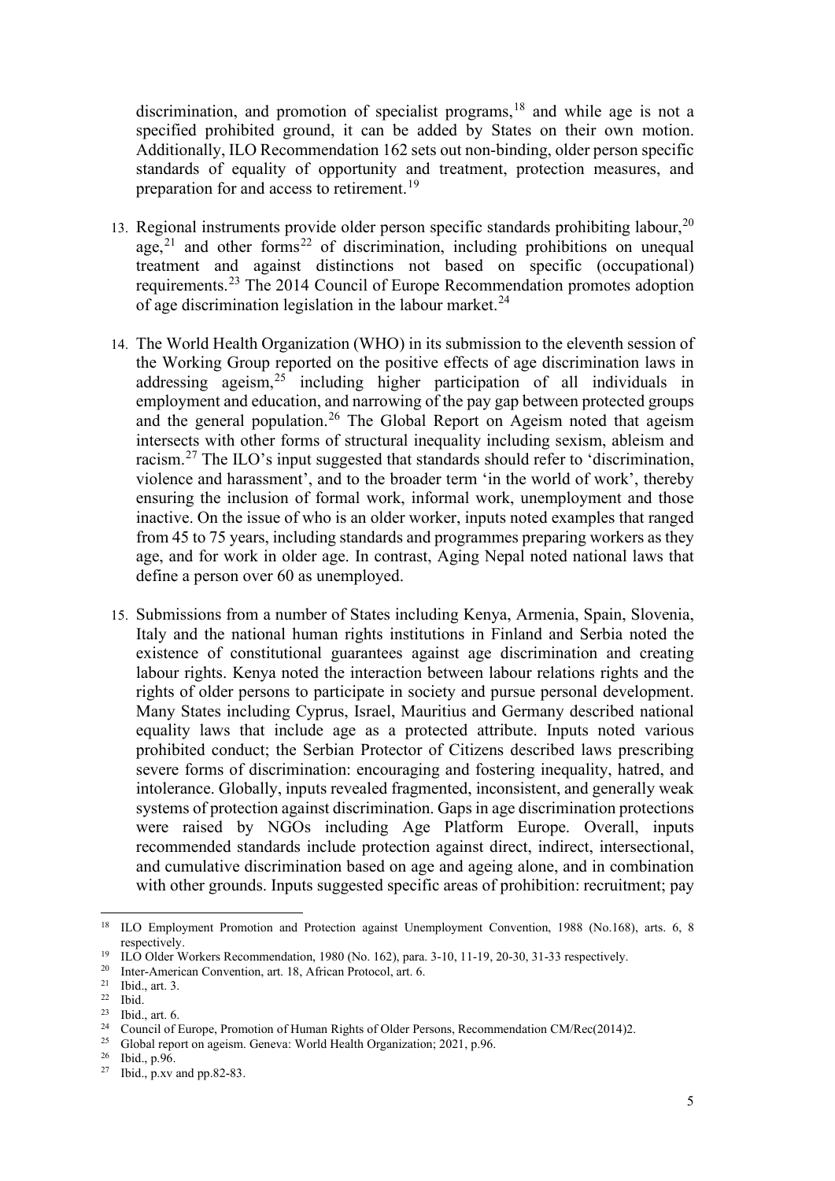discrimination, and promotion of specialist programs,[18] and while age is not a specified prohibited ground, it can be added by States on their own motion. Additionally, ILO Recommendation 162 sets out non-binding, older person specific standards of equality of opportunity and treatment, protection measures, and preparation for and access to retirement.[19]

13. Regional instruments provide older person specific standards prohibiting labour,[20] age,[21] and other forms[22] of discrimination, including prohibitions on unequal treatment and against distinctions not based on specific (occupational) requirements.[23] The 2014 Council of Europe Recommendation promotes adoption of age discrimination legislation in the labour market.[24]

14. The World Health Organization (WHO) in its submission to the eleventh session of the Working Group reported on the positive effects of age discrimination laws in addressing ageism,[25] including higher participation of all individuals in employment and education, and narrowing of the pay gap between protected groups and the general population.[26] The Global Report on Ageism noted that ageism intersects with other forms of structural inequality including sexism, ableism and racism.[27] The ILO's input suggested that standards should refer to 'discrimination, violence and harassment', and to the broader term 'in the world of work', thereby ensuring the inclusion of formal work, informal work, unemployment and those inactive. On the issue of who is an older worker, inputs noted examples that ranged from 45 to 75 years, including standards and programmes preparing workers as they age, and for work in older age. In contrast, Aging Nepal noted national laws that define a person over 60 as unemployed.

15. Submissions from a number of States including Kenya, Armenia, Spain, Slovenia, Italy and the national human rights institutions in Finland and Serbia noted the existence of constitutional guarantees against age discrimination and creating labour rights. Kenya noted the interaction between labour relations rights and the rights of older persons to participate in society and pursue personal development. Many States including Cyprus, Israel, Mauritius and Germany described national equality laws that include age as a protected attribute. Inputs noted various prohibited conduct; the Serbian Protector of Citizens described laws prescribing severe forms of discrimination: encouraging and fostering inequality, hatred, and intolerance. Globally, inputs revealed fragmented, inconsistent, and generally weak systems of protection against discrimination. Gaps in age discrimination protections were raised by NGOs including Age Platform Europe. Overall, inputs recommended standards include protection against direct, indirect, intersectional, and cumulative discrimination based on age and ageing alone, and in combination with other grounds. Inputs suggested specific areas of prohibition: recruitment; pay

---

[18] ILO Employment Promotion and Protection against Unemployment Convention, 1988 (No.168), arts. 6, 8 respectively.

[19] ILO Older Workers Recommendation, 1980 (No. 162), para. 3-10, 11-19, 20-30, 31-33 respectively.

[20] Inter-American Convention, art. 18, African Protocol, art. 6.

[21] Ibid., art. 3.

[22] Ibid.

[23] Ibid., art. 6.

[24] Council of Europe, Promotion of Human Rights of Older Persons, Recommendation CM/Rec(2014)2.

[25] Global report on ageism. Geneva: World Health Organization; 2021, p.96.

[26] Ibid., p.96.

[27] Ibid., p.xv and pp.82-83.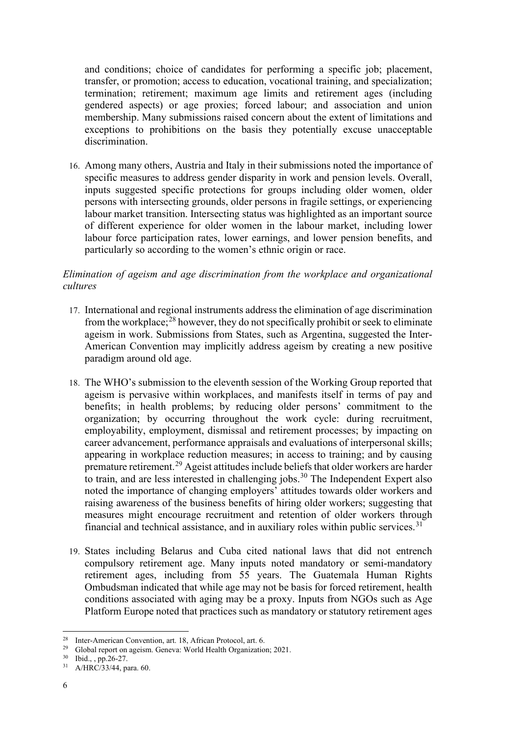and conditions; choice of candidates for performing a specific job; placement, transfer, or promotion; access to education, vocational training, and specialization; termination; retirement; maximum age limits and retirement ages (including gendered aspects) or age proxies; forced labour; and association and union membership. Many submissions raised concern about the extent of limitations and exceptions to prohibitions on the basis they potentially excuse unacceptable discrimination.

16. Among many others, Austria and Italy in their submissions noted the importance of specific measures to address gender disparity in work and pension levels. Overall, inputs suggested specific protections for groups including older women, older persons with intersecting grounds, older persons in fragile settings, or experiencing labour market transition. Intersecting status was highlighted as an important source of different experience for older women in the labour market, including lower labour force participation rates, lower earnings, and lower pension benefits, and particularly so according to the women's ethnic origin or race.

*Elimination of ageism and age discrimination from the workplace and organizational cultures*

17. International and regional instruments address the elimination of age discrimination from the workplace;[28] however, they do not specifically prohibit or seek to eliminate ageism in work. Submissions from States, such as Argentina, suggested the Inter-American Convention may implicitly address ageism by creating a new positive paradigm around old age.

18. The WHO's submission to the eleventh session of the Working Group reported that ageism is pervasive within workplaces, and manifests itself in terms of pay and benefits; in health problems; by reducing older persons' commitment to the organization; by occurring throughout the work cycle: during recruitment, employability, employment, dismissal and retirement processes; by impacting on career advancement, performance appraisals and evaluations of interpersonal skills; appearing in workplace reduction measures; in access to training; and by causing premature retirement.[29] Ageist attitudes include beliefs that older workers are harder to train, and are less interested in challenging jobs.[30] The Independent Expert also noted the importance of changing employers' attitudes towards older workers and raising awareness of the business benefits of hiring older workers; suggesting that measures might encourage recruitment and retention of older workers through financial and technical assistance, and in auxiliary roles within public services.[31]

19. States including Belarus and Cuba cited national laws that did not entrench compulsory retirement age. Many inputs noted mandatory or semi-mandatory retirement ages, including from 55 years. The Guatemala Human Rights Ombudsman indicated that while age may not be basis for forced retirement, health conditions associated with aging may be a proxy. Inputs from NGOs such as Age Platform Europe noted that practices such as mandatory or statutory retirement ages

[28] Inter-American Convention, art. 18, African Protocol, art. 6.

[29] Global report on ageism. Geneva: World Health Organization; 2021.

[30] Ibid., , pp.26-27.

[31] A/HRC/33/44, para. 60.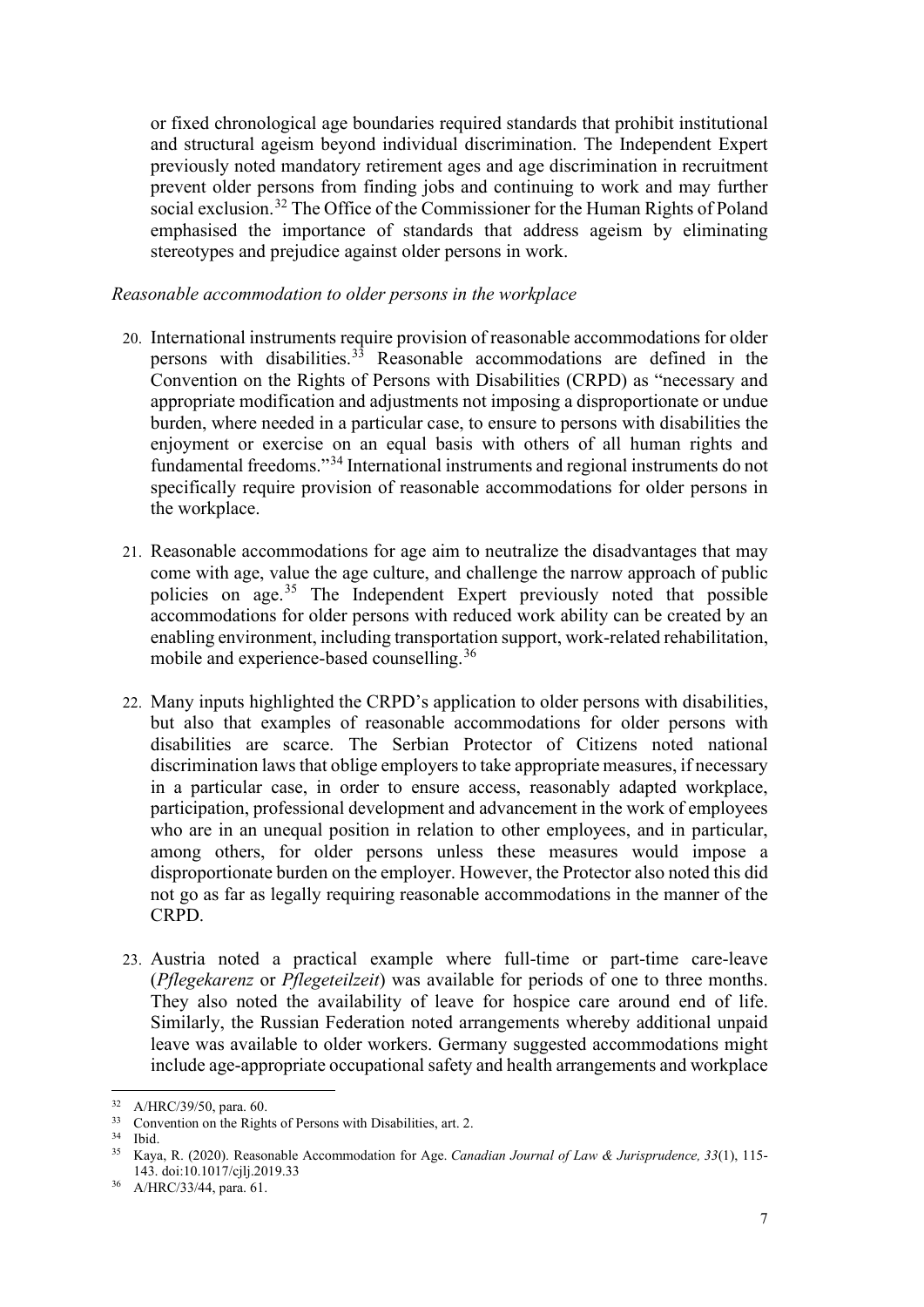or fixed chronological age boundaries required standards that prohibit institutional and structural ageism beyond individual discrimination. The Independent Expert previously noted mandatory retirement ages and age discrimination in recruitment prevent older persons from finding jobs and continuing to work and may further social exclusion.[32] The Office of the Commissioner for the Human Rights of Poland emphasised the importance of standards that address ageism by eliminating stereotypes and prejudice against older persons in work.

*Reasonable accommodation to older persons in the workplace*

20. International instruments require provision of reasonable accommodations for older persons with disabilities.[33] Reasonable accommodations are defined in the Convention on the Rights of Persons with Disabilities (CRPD) as "necessary and appropriate modification and adjustments not imposing a disproportionate or undue burden, where needed in a particular case, to ensure to persons with disabilities the enjoyment or exercise on an equal basis with others of all human rights and fundamental freedoms."[34] International instruments and regional instruments do not specifically require provision of reasonable accommodations for older persons in the workplace.

21. Reasonable accommodations for age aim to neutralize the disadvantages that may come with age, value the age culture, and challenge the narrow approach of public policies on age.[35] The Independent Expert previously noted that possible accommodations for older persons with reduced work ability can be created by an enabling environment, including transportation support, work-related rehabilitation, mobile and experience-based counselling.[36]

22. Many inputs highlighted the CRPD's application to older persons with disabilities, but also that examples of reasonable accommodations for older persons with disabilities are scarce. The Serbian Protector of Citizens noted national discrimination laws that oblige employers to take appropriate measures, if necessary in a particular case, in order to ensure access, reasonably adapted workplace, participation, professional development and advancement in the work of employees who are in an unequal position in relation to other employees, and in particular, among others, for older persons unless these measures would impose a disproportionate burden on the employer. However, the Protector also noted this did not go as far as legally requiring reasonable accommodations in the manner of the CRPD.

23. Austria noted a practical example where full-time or part-time care-leave (*Pflegekarenz* or *Pflegeteilzeit*) was available for periods of one to three months. They also noted the availability of leave for hospice care around end of life. Similarly, the Russian Federation noted arrangements whereby additional unpaid leave was available to older workers. Germany suggested accommodations might include age-appropriate occupational safety and health arrangements and workplace

---

[32] A/HRC/39/50, para. 60.

[33] Convention on the Rights of Persons with Disabilities, art. 2.

[34] Ibid.

[35] Kaya, R. (2020). Reasonable Accommodation for Age. *Canadian Journal of Law & Jurisprudence, 33*(1), 115-143. doi:10.1017/cjlj.2019.33

[36] A/HRC/33/44, para. 61.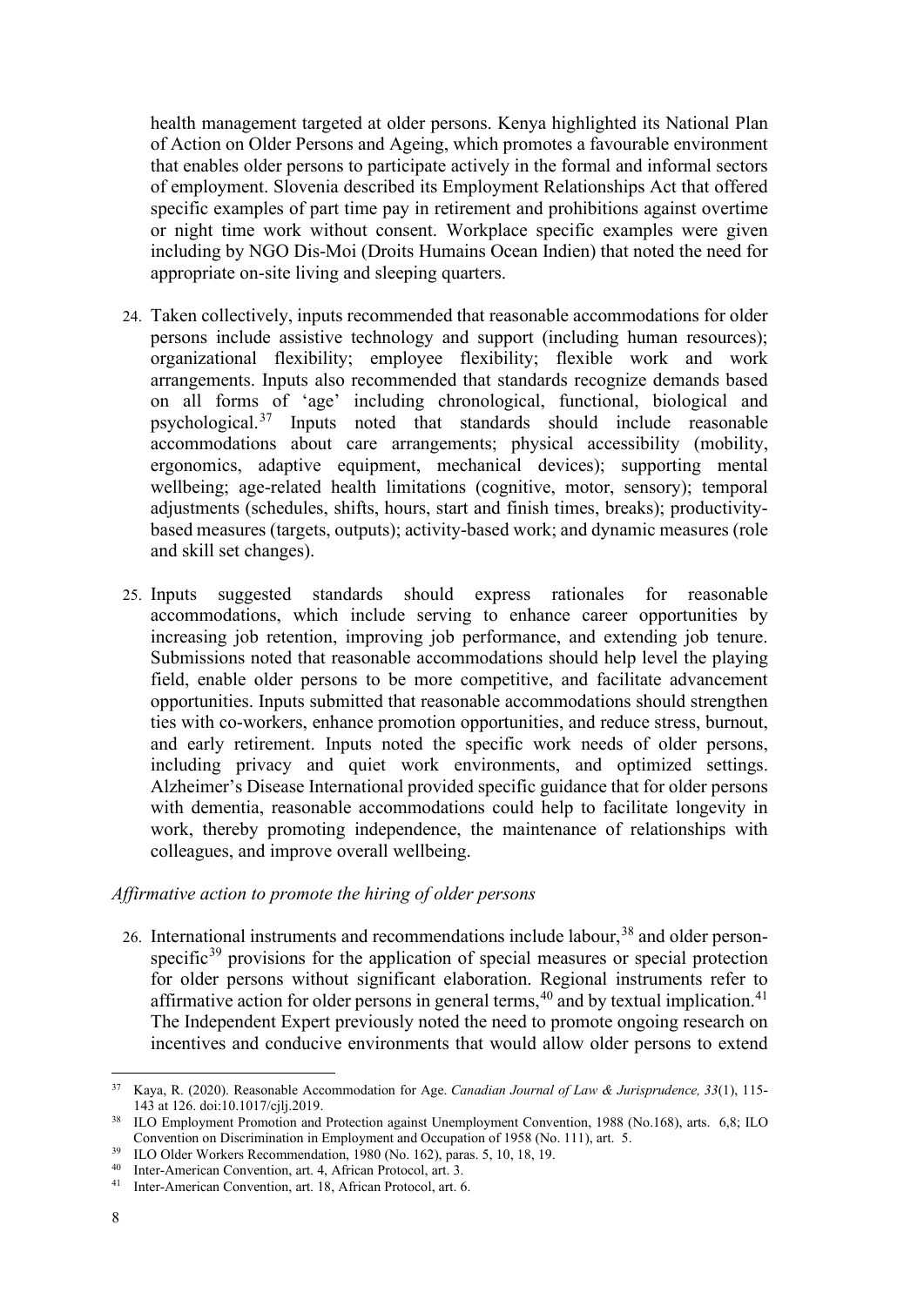health management targeted at older persons. Kenya highlighted its National Plan of Action on Older Persons and Ageing, which promotes a favourable environment that enables older persons to participate actively in the formal and informal sectors of employment. Slovenia described its Employment Relationships Act that offered specific examples of part time pay in retirement and prohibitions against overtime or night time work without consent. Workplace specific examples were given including by NGO Dis-Moi (Droits Humains Ocean Indien) that noted the need for appropriate on-site living and sleeping quarters.

24. Taken collectively, inputs recommended that reasonable accommodations for older persons include assistive technology and support (including human resources); organizational flexibility; employee flexibility; flexible work and work arrangements. Inputs also recommended that standards recognize demands based on all forms of 'age' including chronological, functional, biological and psychological.[37] Inputs noted that standards should include reasonable accommodations about care arrangements; physical accessibility (mobility, ergonomics, adaptive equipment, mechanical devices); supporting mental wellbeing; age-related health limitations (cognitive, motor, sensory); temporal adjustments (schedules, shifts, hours, start and finish times, breaks); productivity-based measures (targets, outputs); activity-based work; and dynamic measures (role and skill set changes).

25. Inputs suggested standards should express rationales for reasonable accommodations, which include serving to enhance career opportunities by increasing job retention, improving job performance, and extending job tenure. Submissions noted that reasonable accommodations should help level the playing field, enable older persons to be more competitive, and facilitate advancement opportunities. Inputs submitted that reasonable accommodations should strengthen ties with co-workers, enhance promotion opportunities, and reduce stress, burnout, and early retirement. Inputs noted the specific work needs of older persons, including privacy and quiet work environments, and optimized settings. Alzheimer's Disease International provided specific guidance that for older persons with dementia, reasonable accommodations could help to facilitate longevity in work, thereby promoting independence, the maintenance of relationships with colleagues, and improve overall wellbeing.

*Affirmative action to promote the hiring of older persons*

26. International instruments and recommendations include labour,[38] and older person-specific[39] provisions for the application of special measures or special protection for older persons without significant elaboration. Regional instruments refer to affirmative action for older persons in general terms,[40] and by textual implication.[41] The Independent Expert previously noted the need to promote ongoing research on incentives and conducive environments that would allow older persons to extend

---

[37] Kaya, R. (2020). Reasonable Accommodation for Age. *Canadian Journal of Law & Jurisprudence, 33*(1), 115-143 at 126. doi:10.1017/cjlj.2019.

[38] ILO Employment Promotion and Protection against Unemployment Convention, 1988 (No.168), arts. 6,8; ILO Convention on Discrimination in Employment and Occupation of 1958 (No. 111), art. 5.

[39] ILO Older Workers Recommendation, 1980 (No. 162), paras. 5, 10, 18, 19.

[40] Inter-American Convention, art. 4, African Protocol, art. 3.

[41] Inter-American Convention, art. 18, African Protocol, art. 6.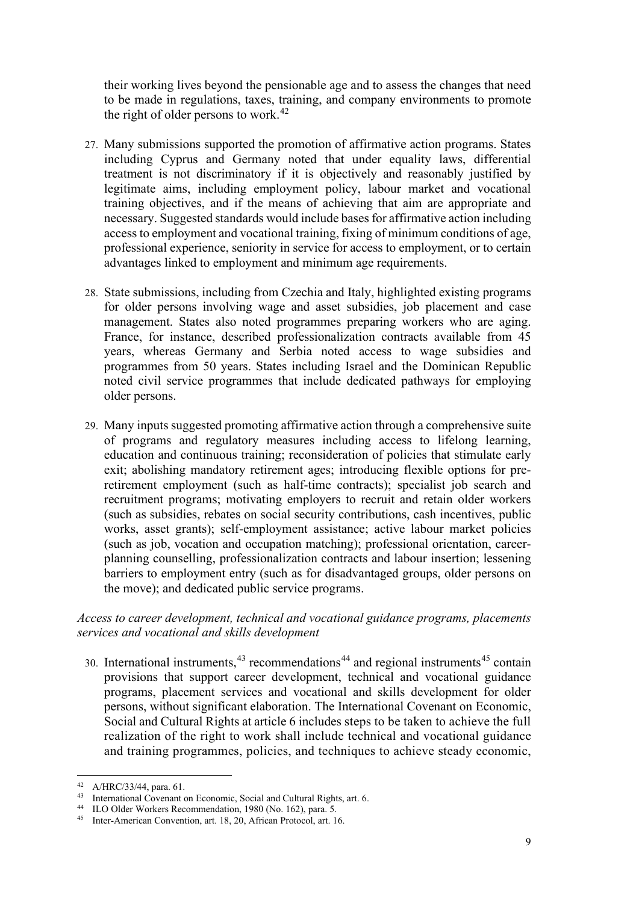their working lives beyond the pensionable age and to assess the changes that need to be made in regulations, taxes, training, and company environments to promote the right of older persons to work.[42]

27. Many submissions supported the promotion of affirmative action programs. States including Cyprus and Germany noted that under equality laws, differential treatment is not discriminatory if it is objectively and reasonably justified by legitimate aims, including employment policy, labour market and vocational training objectives, and if the means of achieving that aim are appropriate and necessary. Suggested standards would include bases for affirmative action including access to employment and vocational training, fixing of minimum conditions of age, professional experience, seniority in service for access to employment, or to certain advantages linked to employment and minimum age requirements.

28. State submissions, including from Czechia and Italy, highlighted existing programs for older persons involving wage and asset subsidies, job placement and case management. States also noted programmes preparing workers who are aging. France, for instance, described professionalization contracts available from 45 years, whereas Germany and Serbia noted access to wage subsidies and programmes from 50 years. States including Israel and the Dominican Republic noted civil service programmes that include dedicated pathways for employing older persons.

29. Many inputs suggested promoting affirmative action through a comprehensive suite of programs and regulatory measures including access to lifelong learning, education and continuous training; reconsideration of policies that stimulate early exit; abolishing mandatory retirement ages; introducing flexible options for pre-retirement employment (such as half-time contracts); specialist job search and recruitment programs; motivating employers to recruit and retain older workers (such as subsidies, rebates on social security contributions, cash incentives, public works, asset grants); self-employment assistance; active labour market policies (such as job, vocation and occupation matching); professional orientation, career-planning counselling, professionalization contracts and labour insertion; lessening barriers to employment entry (such as for disadvantaged groups, older persons on the move); and dedicated public service programs.

*Access to career development, technical and vocational guidance programs, placements services and vocational and skills development*

30. International instruments,[43] recommendations[44] and regional instruments[45] contain provisions that support career development, technical and vocational guidance programs, placement services and vocational and skills development for older persons, without significant elaboration. The International Covenant on Economic, Social and Cultural Rights at article 6 includes steps to be taken to achieve the full realization of the right to work shall include technical and vocational guidance and training programmes, policies, and techniques to achieve steady economic,

---

[42] A/HRC/33/44, para. 61.

[43] International Covenant on Economic, Social and Cultural Rights, art. 6.

[44] ILO Older Workers Recommendation, 1980 (No. 162), para. 5.

[45] Inter-American Convention, art. 18, 20, African Protocol, art. 16.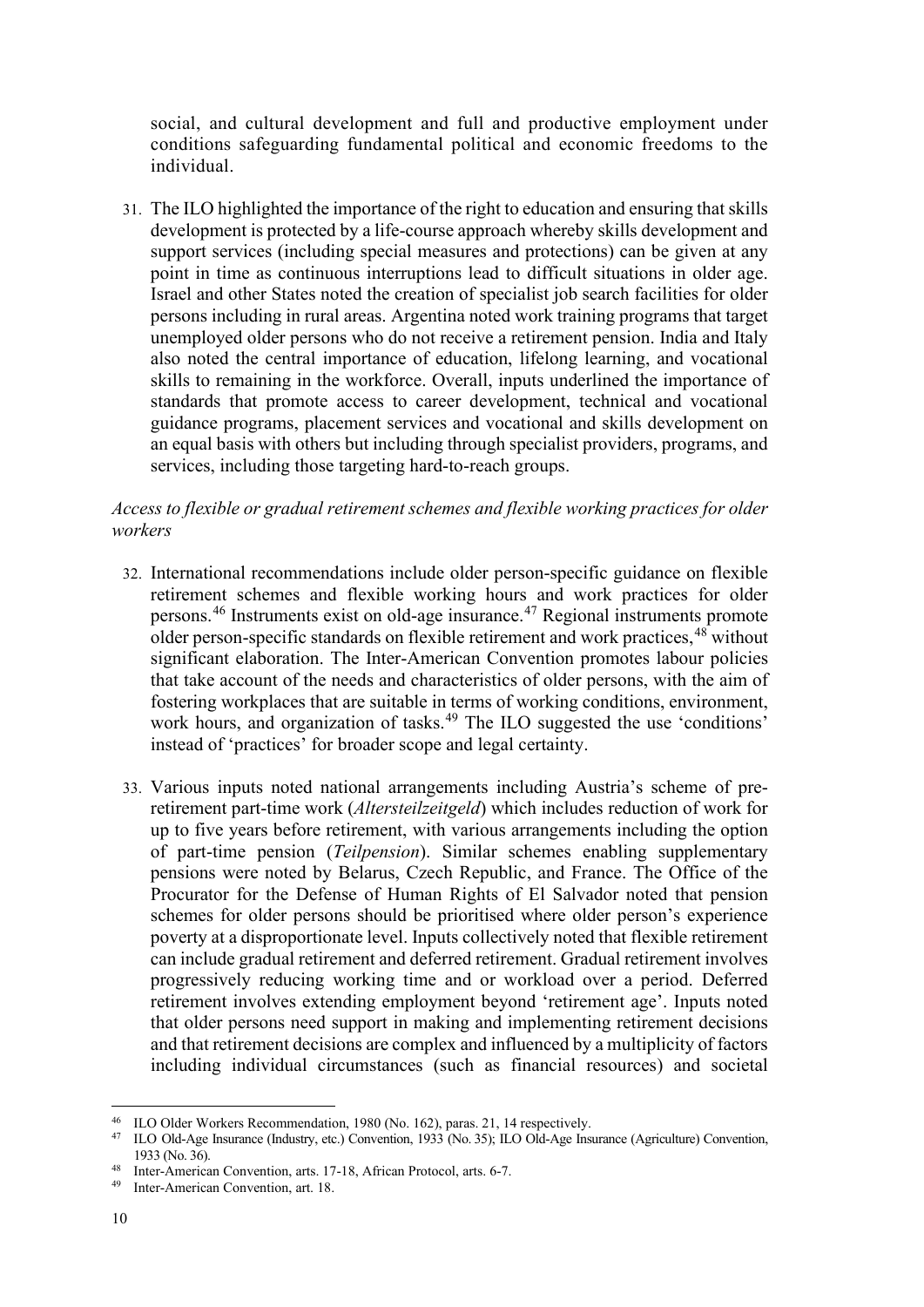social, and cultural development and full and productive employment under conditions safeguarding fundamental political and economic freedoms to the individual.

31. The ILO highlighted the importance of the right to education and ensuring that skills development is protected by a life-course approach whereby skills development and support services (including special measures and protections) can be given at any point in time as continuous interruptions lead to difficult situations in older age. Israel and other States noted the creation of specialist job search facilities for older persons including in rural areas. Argentina noted work training programs that target unemployed older persons who do not receive a retirement pension. India and Italy also noted the central importance of education, lifelong learning, and vocational skills to remaining in the workforce. Overall, inputs underlined the importance of standards that promote access to career development, technical and vocational guidance programs, placement services and vocational and skills development on an equal basis with others but including through specialist providers, programs, and services, including those targeting hard-to-reach groups.

*Access to flexible or gradual retirement schemes and flexible working practices for older workers*

32. International recommendations include older person-specific guidance on flexible retirement schemes and flexible working hours and work practices for older persons.[46] Instruments exist on old-age insurance.[47] Regional instruments promote older person-specific standards on flexible retirement and work practices,[48] without significant elaboration. The Inter-American Convention promotes labour policies that take account of the needs and characteristics of older persons, with the aim of fostering workplaces that are suitable in terms of working conditions, environment, work hours, and organization of tasks.[49] The ILO suggested the use 'conditions' instead of 'practices' for broader scope and legal certainty.

33. Various inputs noted national arrangements including Austria's scheme of pre-retirement part-time work (*Altersteilzeitgeld*) which includes reduction of work for up to five years before retirement, with various arrangements including the option of part-time pension (*Teilpension*). Similar schemes enabling supplementary pensions were noted by Belarus, Czech Republic, and France. The Office of the Procurator for the Defense of Human Rights of El Salvador noted that pension schemes for older persons should be prioritised where older person's experience poverty at a disproportionate level. Inputs collectively noted that flexible retirement can include gradual retirement and deferred retirement. Gradual retirement involves progressively reducing working time and or workload over a period. Deferred retirement involves extending employment beyond 'retirement age'. Inputs noted that older persons need support in making and implementing retirement decisions and that retirement decisions are complex and influenced by a multiplicity of factors including individual circumstances (such as financial resources) and societal

---

[46] ILO Older Workers Recommendation, 1980 (No. 162), paras. 21, 14 respectively.

[47] ILO Old-Age Insurance (Industry, etc.) Convention, 1933 (No. 35); ILO Old-Age Insurance (Agriculture) Convention, 1933 (No. 36).

[48] Inter-American Convention, arts. 17-18, African Protocol, arts. 6-7.

[49] Inter-American Convention, art. 18.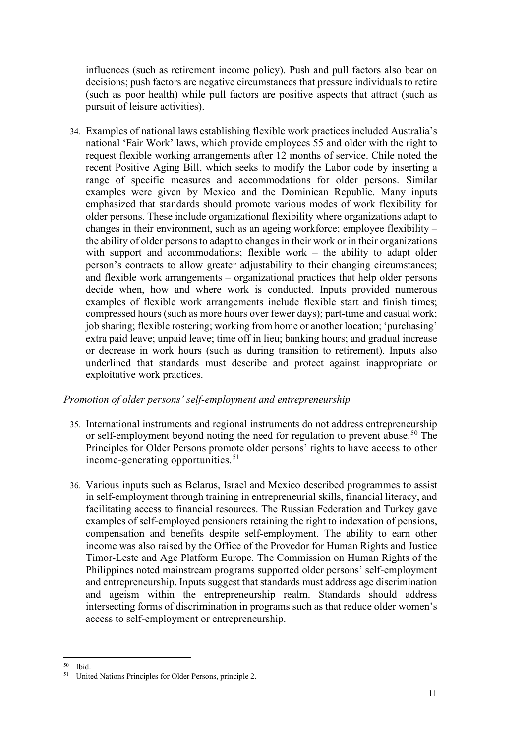influences (such as retirement income policy). Push and pull factors also bear on decisions; push factors are negative circumstances that pressure individuals to retire (such as poor health) while pull factors are positive aspects that attract (such as pursuit of leisure activities).

34. Examples of national laws establishing flexible work practices included Australia's national 'Fair Work' laws, which provide employees 55 and older with the right to request flexible working arrangements after 12 months of service. Chile noted the recent Positive Aging Bill, which seeks to modify the Labor code by inserting a range of specific measures and accommodations for older persons. Similar examples were given by Mexico and the Dominican Republic. Many inputs emphasized that standards should promote various modes of work flexibility for older persons. These include organizational flexibility where organizations adapt to changes in their environment, such as an ageing workforce; employee flexibility – the ability of older persons to adapt to changes in their work or in their organizations with support and accommodations; flexible work – the ability to adapt older person's contracts to allow greater adjustability to their changing circumstances; and flexible work arrangements – organizational practices that help older persons decide when, how and where work is conducted. Inputs provided numerous examples of flexible work arrangements include flexible start and finish times; compressed hours (such as more hours over fewer days); part-time and casual work; job sharing; flexible rostering; working from home or another location; 'purchasing' extra paid leave; unpaid leave; time off in lieu; banking hours; and gradual increase or decrease in work hours (such as during transition to retirement). Inputs also underlined that standards must describe and protect against inappropriate or exploitative work practices.

*Promotion of older persons' self-employment and entrepreneurship*

35. International instruments and regional instruments do not address entrepreneurship or self-employment beyond noting the need for regulation to prevent abuse.[50] The Principles for Older Persons promote older persons' rights to have access to other income-generating opportunities.[51]

36. Various inputs such as Belarus, Israel and Mexico described programmes to assist in self-employment through training in entrepreneurial skills, financial literacy, and facilitating access to financial resources. The Russian Federation and Turkey gave examples of self-employed pensioners retaining the right to indexation of pensions, compensation and benefits despite self-employment. The ability to earn other income was also raised by the Office of the Provedor for Human Rights and Justice Timor-Leste and Age Platform Europe. The Commission on Human Rights of the Philippines noted mainstream programs supported older persons' self-employment and entrepreneurship. Inputs suggest that standards must address age discrimination and ageism within the entrepreneurship realm. Standards should address intersecting forms of discrimination in programs such as that reduce older women's access to self-employment or entrepreneurship.

---

[50] Ibid.

[51] United Nations Principles for Older Persons, principle 2.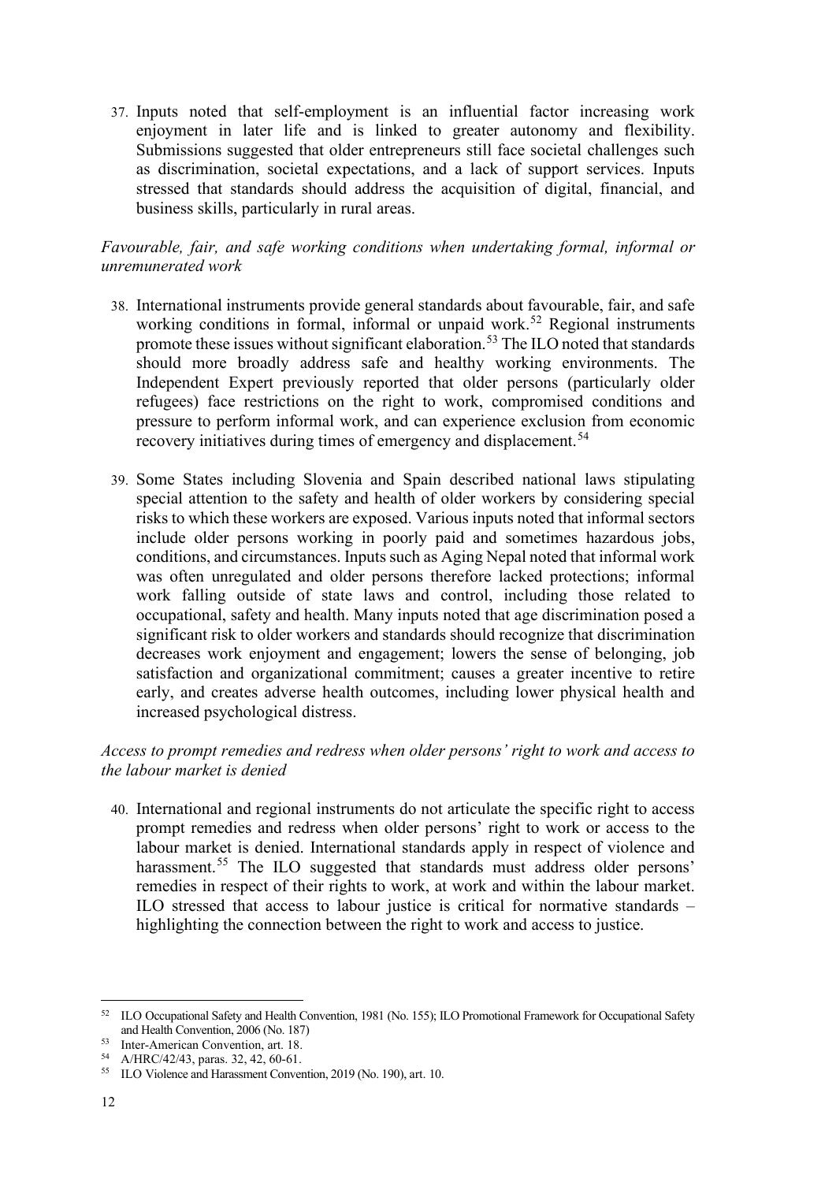37. Inputs noted that self-employment is an influential factor increasing work enjoyment in later life and is linked to greater autonomy and flexibility. Submissions suggested that older entrepreneurs still face societal challenges such as discrimination, societal expectations, and a lack of support services. Inputs stressed that standards should address the acquisition of digital, financial, and business skills, particularly in rural areas.

*Favourable, fair, and safe working conditions when undertaking formal, informal or unremunerated work*

38. International instruments provide general standards about favourable, fair, and safe working conditions in formal, informal or unpaid work.[52] Regional instruments promote these issues without significant elaboration.[53] The ILO noted that standards should more broadly address safe and healthy working environments. The Independent Expert previously reported that older persons (particularly older refugees) face restrictions on the right to work, compromised conditions and pressure to perform informal work, and can experience exclusion from economic recovery initiatives during times of emergency and displacement.[54]

39. Some States including Slovenia and Spain described national laws stipulating special attention to the safety and health of older workers by considering special risks to which these workers are exposed. Various inputs noted that informal sectors include older persons working in poorly paid and sometimes hazardous jobs, conditions, and circumstances. Inputs such as Aging Nepal noted that informal work was often unregulated and older persons therefore lacked protections; informal work falling outside of state laws and control, including those related to occupational, safety and health. Many inputs noted that age discrimination posed a significant risk to older workers and standards should recognize that discrimination decreases work enjoyment and engagement; lowers the sense of belonging, job satisfaction and organizational commitment; causes a greater incentive to retire early, and creates adverse health outcomes, including lower physical health and increased psychological distress.

*Access to prompt remedies and redress when older persons' right to work and access to the labour market is denied*

40. International and regional instruments do not articulate the specific right to access prompt remedies and redress when older persons' right to work or access to the labour market is denied. International standards apply in respect of violence and harassment.[55] The ILO suggested that standards must address older persons' remedies in respect of their rights to work, at work and within the labour market. ILO stressed that access to labour justice is critical for normative standards – highlighting the connection between the right to work and access to justice.

---

[52] ILO Occupational Safety and Health Convention, 1981 (No. 155); ILO Promotional Framework for Occupational Safety and Health Convention, 2006 (No. 187)

[53] Inter-American Convention, art. 18.

[54] A/HRC/42/43, paras. 32, 42, 60-61.

[55] ILO Violence and Harassment Convention, 2019 (No. 190), art. 10.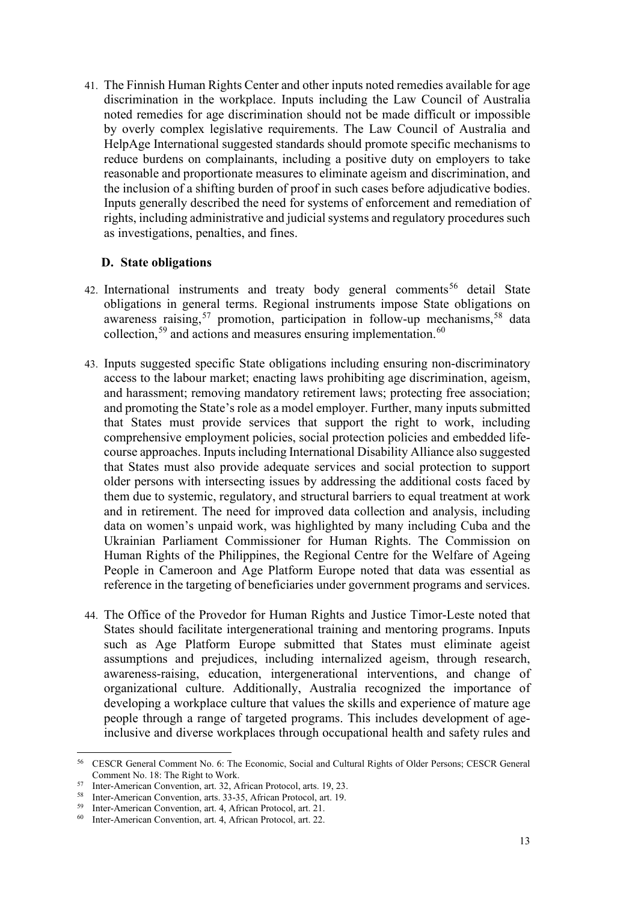41. The Finnish Human Rights Center and other inputs noted remedies available for age discrimination in the workplace. Inputs including the Law Council of Australia noted remedies for age discrimination should not be made difficult or impossible by overly complex legislative requirements. The Law Council of Australia and HelpAge International suggested standards should promote specific mechanisms to reduce burdens on complainants, including a positive duty on employers to take reasonable and proportionate measures to eliminate ageism and discrimination, and the inclusion of a shifting burden of proof in such cases before adjudicative bodies. Inputs generally described the need for systems of enforcement and remediation of rights, including administrative and judicial systems and regulatory procedures such as investigations, penalties, and fines.

### D. State obligations

42. International instruments and treaty body general comments[56] detail State obligations in general terms. Regional instruments impose State obligations on awareness raising,[57] promotion, participation in follow-up mechanisms,[58] data collection,[59] and actions and measures ensuring implementation.[60]

43. Inputs suggested specific State obligations including ensuring non-discriminatory access to the labour market; enacting laws prohibiting age discrimination, ageism, and harassment; removing mandatory retirement laws; protecting free association; and promoting the State's role as a model employer. Further, many inputs submitted that States must provide services that support the right to work, including comprehensive employment policies, social protection policies and embedded life-course approaches. Inputs including International Disability Alliance also suggested that States must also provide adequate services and social protection to support older persons with intersecting issues by addressing the additional costs faced by them due to systemic, regulatory, and structural barriers to equal treatment at work and in retirement. The need for improved data collection and analysis, including data on women's unpaid work, was highlighted by many including Cuba and the Ukrainian Parliament Commissioner for Human Rights. The Commission on Human Rights of the Philippines, the Regional Centre for the Welfare of Ageing People in Cameroon and Age Platform Europe noted that data was essential as reference in the targeting of beneficiaries under government programs and services.

44. The Office of the Provedor for Human Rights and Justice Timor-Leste noted that States should facilitate intergenerational training and mentoring programs. Inputs such as Age Platform Europe submitted that States must eliminate ageist assumptions and prejudices, including internalized ageism, through research, awareness-raising, education, intergenerational interventions, and change of organizational culture. Additionally, Australia recognized the importance of developing a workplace culture that values the skills and experience of mature age people through a range of targeted programs. This includes development of age-inclusive and diverse workplaces through occupational health and safety rules and

---

[56] CESCR General Comment No. 6: The Economic, Social and Cultural Rights of Older Persons; CESCR General Comment No. 18: The Right to Work.

[57] Inter-American Convention, art. 32, African Protocol, arts. 19, 23.

[58] Inter-American Convention, arts. 33-35, African Protocol, art. 19.

[59] Inter-American Convention, art. 4, African Protocol, art. 21.

[60] Inter-American Convention, art. 4, African Protocol, art. 22.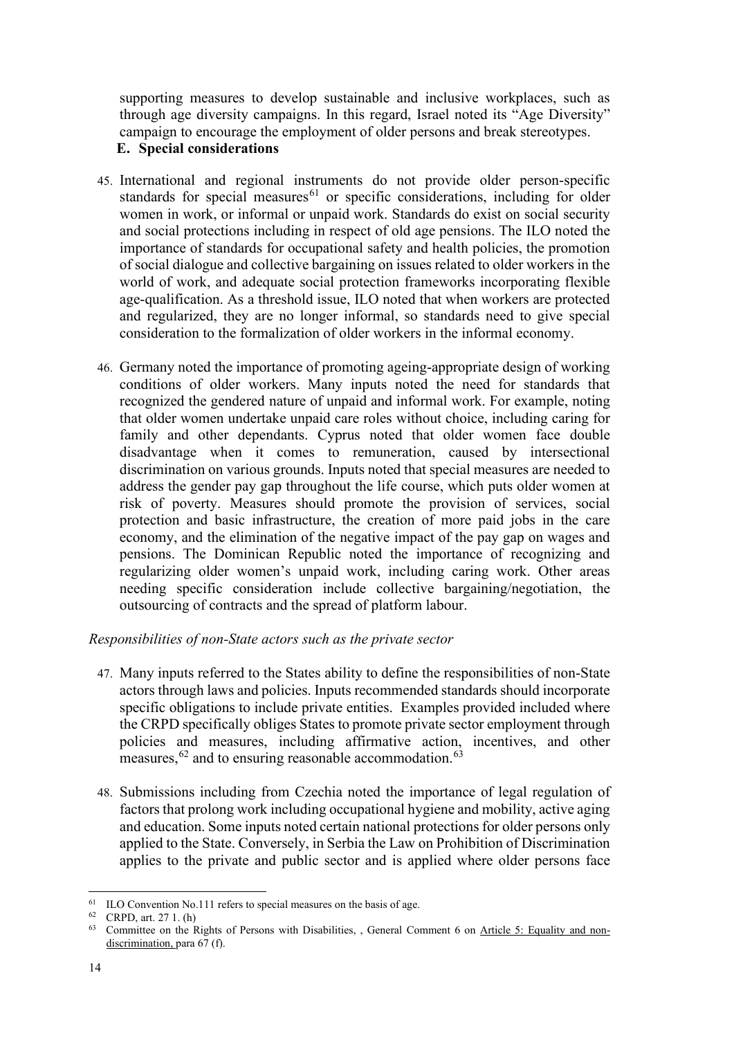supporting measures to develop sustainable and inclusive workplaces, such as through age diversity campaigns. In this regard, Israel noted its "Age Diversity" campaign to encourage the employment of older persons and break stereotypes.

### E. Special considerations

45. International and regional instruments do not provide older person-specific standards for special measures[61] or specific considerations, including for older women in work, or informal or unpaid work. Standards do exist on social security and social protections including in respect of old age pensions. The ILO noted the importance of standards for occupational safety and health policies, the promotion of social dialogue and collective bargaining on issues related to older workers in the world of work, and adequate social protection frameworks incorporating flexible age-qualification. As a threshold issue, ILO noted that when workers are protected and regularized, they are no longer informal, so standards need to give special consideration to the formalization of older workers in the informal economy.

46. Germany noted the importance of promoting ageing-appropriate design of working conditions of older workers. Many inputs noted the need for standards that recognized the gendered nature of unpaid and informal work. For example, noting that older women undertake unpaid care roles without choice, including caring for family and other dependants. Cyprus noted that older women face double disadvantage when it comes to remuneration, caused by intersectional discrimination on various grounds. Inputs noted that special measures are needed to address the gender pay gap throughout the life course, which puts older women at risk of poverty. Measures should promote the provision of services, social protection and basic infrastructure, the creation of more paid jobs in the care economy, and the elimination of the negative impact of the pay gap on wages and pensions. The Dominican Republic noted the importance of recognizing and regularizing older women's unpaid work, including caring work. Other areas needing specific consideration include collective bargaining/negotiation, the outsourcing of contracts and the spread of platform labour.

*Responsibilities of non-State actors such as the private sector*

47. Many inputs referred to the States ability to define the responsibilities of non-State actors through laws and policies. Inputs recommended standards should incorporate specific obligations to include private entities. Examples provided included where the CRPD specifically obliges States to promote private sector employment through policies and measures, including affirmative action, incentives, and other measures,[62] and to ensuring reasonable accommodation.[63]

48. Submissions including from Czechia noted the importance of legal regulation of factors that prolong work including occupational hygiene and mobility, active aging and education. Some inputs noted certain national protections for older persons only applied to the State. Conversely, in Serbia the Law on Prohibition of Discrimination applies to the private and public sector and is applied where older persons face

---

[61] ILO Convention No.111 refers to special measures on the basis of age.

[62] CRPD, art. 27 1. (h)

[63] Committee on the Rights of Persons with Disabilities, , General Comment 6 on Article 5: Equality and non-discrimination, para 67 (f).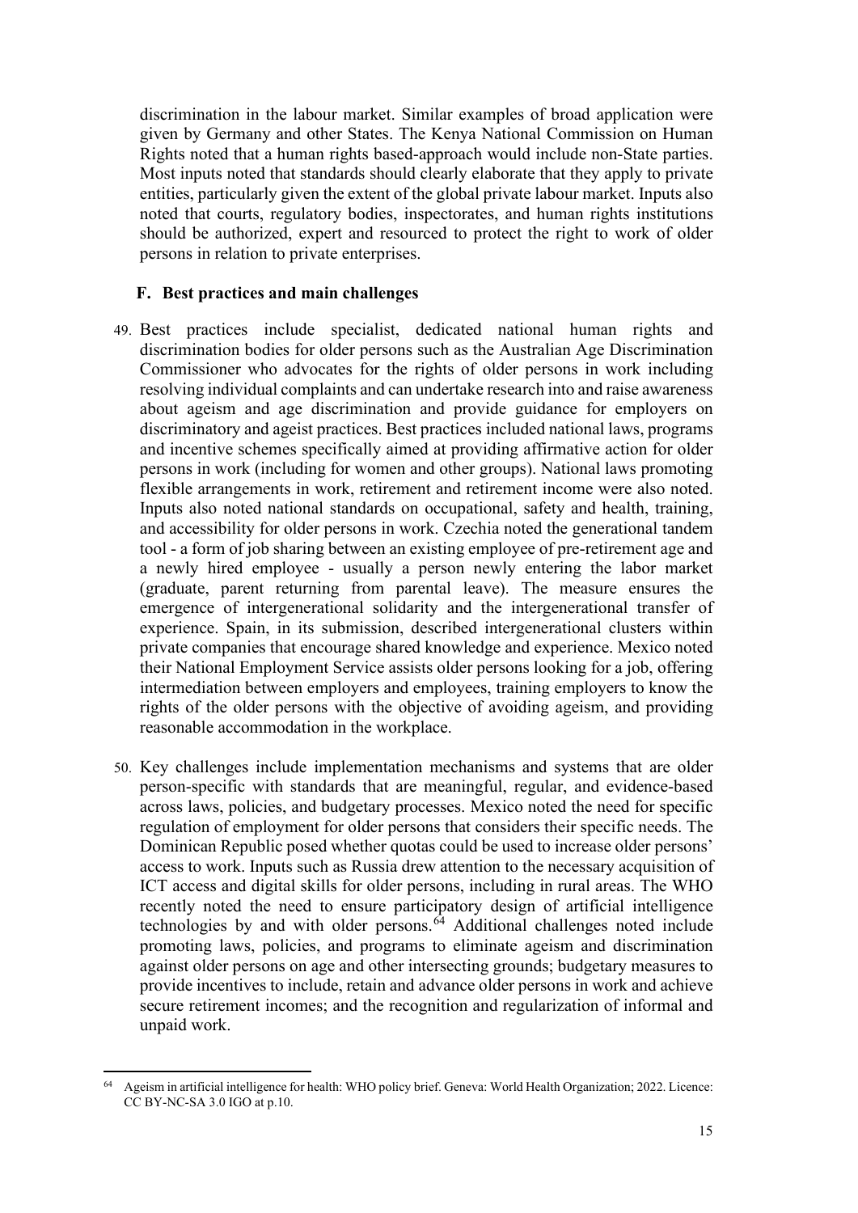discrimination in the labour market. Similar examples of broad application were given by Germany and other States. The Kenya National Commission on Human Rights noted that a human rights based-approach would include non-State parties. Most inputs noted that standards should clearly elaborate that they apply to private entities, particularly given the extent of the global private labour market. Inputs also noted that courts, regulatory bodies, inspectorates, and human rights institutions should be authorized, expert and resourced to protect the right to work of older persons in relation to private enterprises.

## F. Best practices and main challenges

49. Best practices include specialist, dedicated national human rights and discrimination bodies for older persons such as the Australian Age Discrimination Commissioner who advocates for the rights of older persons in work including resolving individual complaints and can undertake research into and raise awareness about ageism and age discrimination and provide guidance for employers on discriminatory and ageist practices. Best practices included national laws, programs and incentive schemes specifically aimed at providing affirmative action for older persons in work (including for women and other groups). National laws promoting flexible arrangements in work, retirement and retirement income were also noted. Inputs also noted national standards on occupational, safety and health, training, and accessibility for older persons in work. Czechia noted the generational tandem tool - a form of job sharing between an existing employee of pre-retirement age and a newly hired employee - usually a person newly entering the labor market (graduate, parent returning from parental leave). The measure ensures the emergence of intergenerational solidarity and the intergenerational transfer of experience. Spain, in its submission, described intergenerational clusters within private companies that encourage shared knowledge and experience. Mexico noted their National Employment Service assists older persons looking for a job, offering intermediation between employers and employees, training employers to know the rights of the older persons with the objective of avoiding ageism, and providing reasonable accommodation in the workplace.

50. Key challenges include implementation mechanisms and systems that are older person-specific with standards that are meaningful, regular, and evidence-based across laws, policies, and budgetary processes. Mexico noted the need for specific regulation of employment for older persons that considers their specific needs. The Dominican Republic posed whether quotas could be used to increase older persons' access to work. Inputs such as Russia drew attention to the necessary acquisition of ICT access and digital skills for older persons, including in rural areas. The WHO recently noted the need to ensure participatory design of artificial intelligence technologies by and with older persons.[64] Additional challenges noted include promoting laws, policies, and programs to eliminate ageism and discrimination against older persons on age and other intersecting grounds; budgetary measures to provide incentives to include, retain and advance older persons in work and achieve secure retirement incomes; and the recognition and regularization of informal and unpaid work.

---

[64] Ageism in artificial intelligence for health: WHO policy brief. Geneva: World Health Organization; 2022. Licence: CC BY-NC-SA 3.0 IGO at p.10.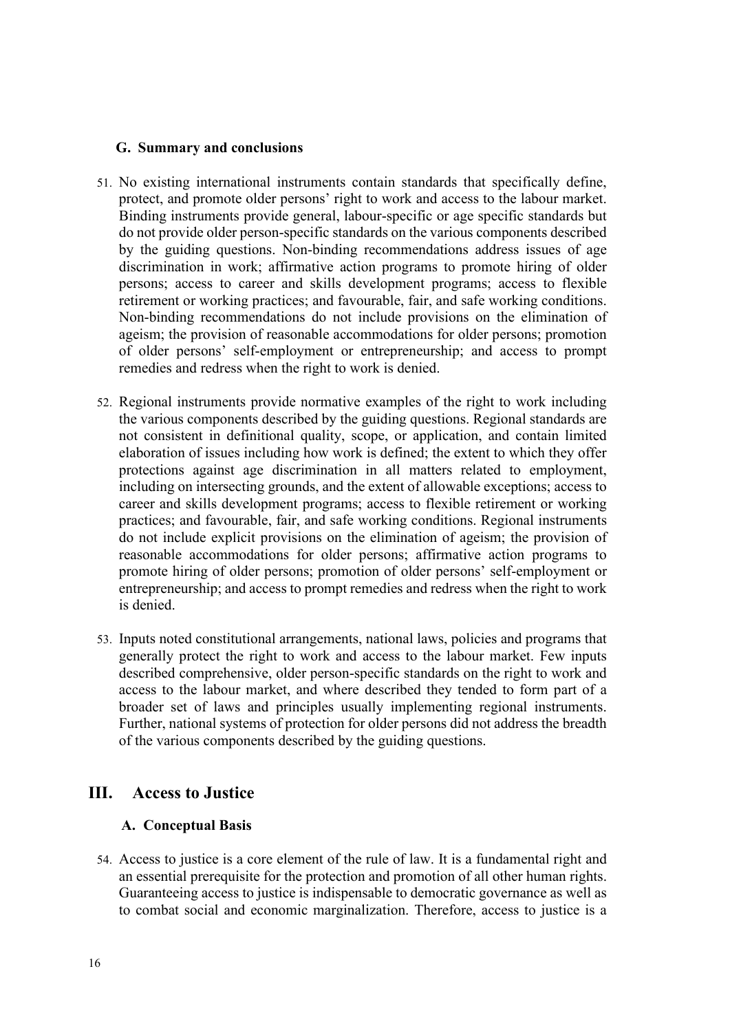### G. Summary and conclusions

51. No existing international instruments contain standards that specifically define, protect, and promote older persons' right to work and access to the labour market. Binding instruments provide general, labour-specific or age specific standards but do not provide older person-specific standards on the various components described by the guiding questions. Non-binding recommendations address issues of age discrimination in work; affirmative action programs to promote hiring of older persons; access to career and skills development programs; access to flexible retirement or working practices; and favourable, fair, and safe working conditions. Non-binding recommendations do not include provisions on the elimination of ageism; the provision of reasonable accommodations for older persons; promotion of older persons' self-employment or entrepreneurship; and access to prompt remedies and redress when the right to work is denied.

52. Regional instruments provide normative examples of the right to work including the various components described by the guiding questions. Regional standards are not consistent in definitional quality, scope, or application, and contain limited elaboration of issues including how work is defined; the extent to which they offer protections against age discrimination in all matters related to employment, including on intersecting grounds, and the extent of allowable exceptions; access to career and skills development programs; access to flexible retirement or working practices; and favourable, fair, and safe working conditions. Regional instruments do not include explicit provisions on the elimination of ageism; the provision of reasonable accommodations for older persons; affirmative action programs to promote hiring of older persons; promotion of older persons' self-employment or entrepreneurship; and access to prompt remedies and redress when the right to work is denied.

53. Inputs noted constitutional arrangements, national laws, policies and programs that generally protect the right to work and access to the labour market. Few inputs described comprehensive, older person-specific standards on the right to work and access to the labour market, and where described they tended to form part of a broader set of laws and principles usually implementing regional instruments. Further, national systems of protection for older persons did not address the breadth of the various components described by the guiding questions.

## III. Access to Justice

### A. Conceptual Basis

54. Access to justice is a core element of the rule of law. It is a fundamental right and an essential prerequisite for the protection and promotion of all other human rights. Guaranteeing access to justice is indispensable to democratic governance as well as to combat social and economic marginalization. Therefore, access to justice is a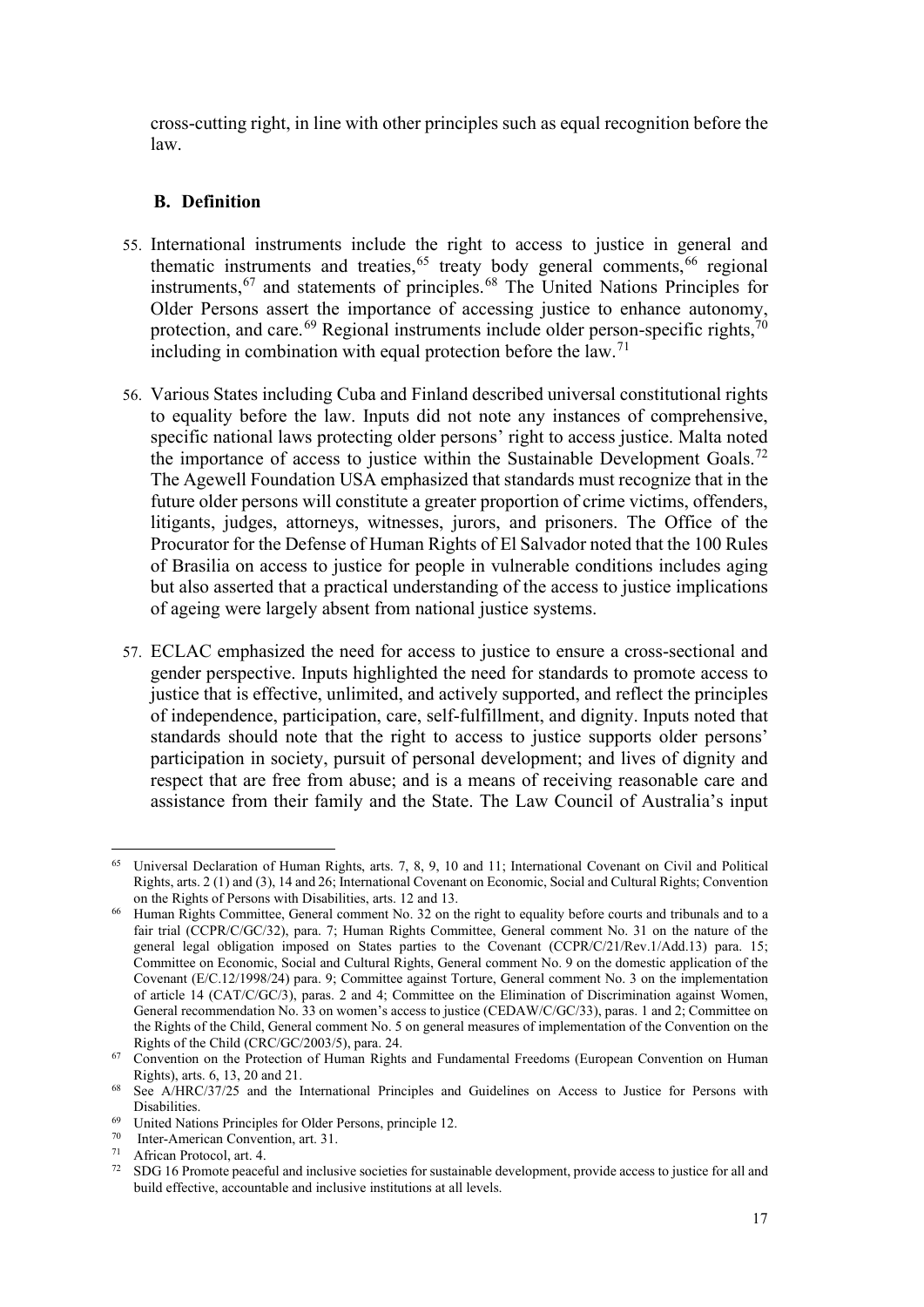cross-cutting right, in line with other principles such as equal recognition before the law.

## B. Definition

55. International instruments include the right to access to justice in general and thematic instruments and treaties,[65] treaty body general comments,[66] regional instruments,[67] and statements of principles.[68] The United Nations Principles for Older Persons assert the importance of accessing justice to enhance autonomy, protection, and care.[69] Regional instruments include older person-specific rights,[70] including in combination with equal protection before the law.[71]

56. Various States including Cuba and Finland described universal constitutional rights to equality before the law. Inputs did not note any instances of comprehensive, specific national laws protecting older persons' right to access justice. Malta noted the importance of access to justice within the Sustainable Development Goals.[72] The Agewell Foundation USA emphasized that standards must recognize that in the future older persons will constitute a greater proportion of crime victims, offenders, litigants, judges, attorneys, witnesses, jurors, and prisoners. The Office of the Procurator for the Defense of Human Rights of El Salvador noted that the 100 Rules of Brasilia on access to justice for people in vulnerable conditions includes aging but also asserted that a practical understanding of the access to justice implications of ageing were largely absent from national justice systems.

57. ECLAC emphasized the need for access to justice to ensure a cross-sectional and gender perspective. Inputs highlighted the need for standards to promote access to justice that is effective, unlimited, and actively supported, and reflect the principles of independence, participation, care, self-fulfillment, and dignity. Inputs noted that standards should note that the right to access to justice supports older persons' participation in society, pursuit of personal development; and lives of dignity and respect that are free from abuse; and is a means of receiving reasonable care and assistance from their family and the State. The Law Council of Australia's input

---

[65] Universal Declaration of Human Rights, arts. 7, 8, 9, 10 and 11; International Covenant on Civil and Political Rights, arts. 2 (1) and (3), 14 and 26; International Covenant on Economic, Social and Cultural Rights; Convention on the Rights of Persons with Disabilities, arts. 12 and 13.

[66] Human Rights Committee, General comment No. 32 on the right to equality before courts and tribunals and to a fair trial (CCPR/C/GC/32), para. 7; Human Rights Committee, General comment No. 31 on the nature of the general legal obligation imposed on States parties to the Covenant (CCPR/C/21/Rev.1/Add.13) para. 15; Committee on Economic, Social and Cultural Rights, General comment No. 9 on the domestic application of the Covenant (E/C.12/1998/24) para. 9; Committee against Torture, General comment No. 3 on the implementation of article 14 (CAT/C/GC/3), paras. 2 and 4; Committee on the Elimination of Discrimination against Women, General recommendation No. 33 on women's access to justice (CEDAW/C/GC/33), paras. 1 and 2; Committee on the Rights of the Child, General comment No. 5 on general measures of implementation of the Convention on the Rights of the Child (CRC/GC/2003/5), para. 24.

[67] Convention on the Protection of Human Rights and Fundamental Freedoms (European Convention on Human Rights), arts. 6, 13, 20 and 21.

[68] See A/HRC/37/25 and the International Principles and Guidelines on Access to Justice for Persons with Disabilities.

[69] United Nations Principles for Older Persons, principle 12.

[70] Inter-American Convention, art. 31.

[71] African Protocol, art. 4.

[72] SDG 16 Promote peaceful and inclusive societies for sustainable development, provide access to justice for all and build effective, accountable and inclusive institutions at all levels.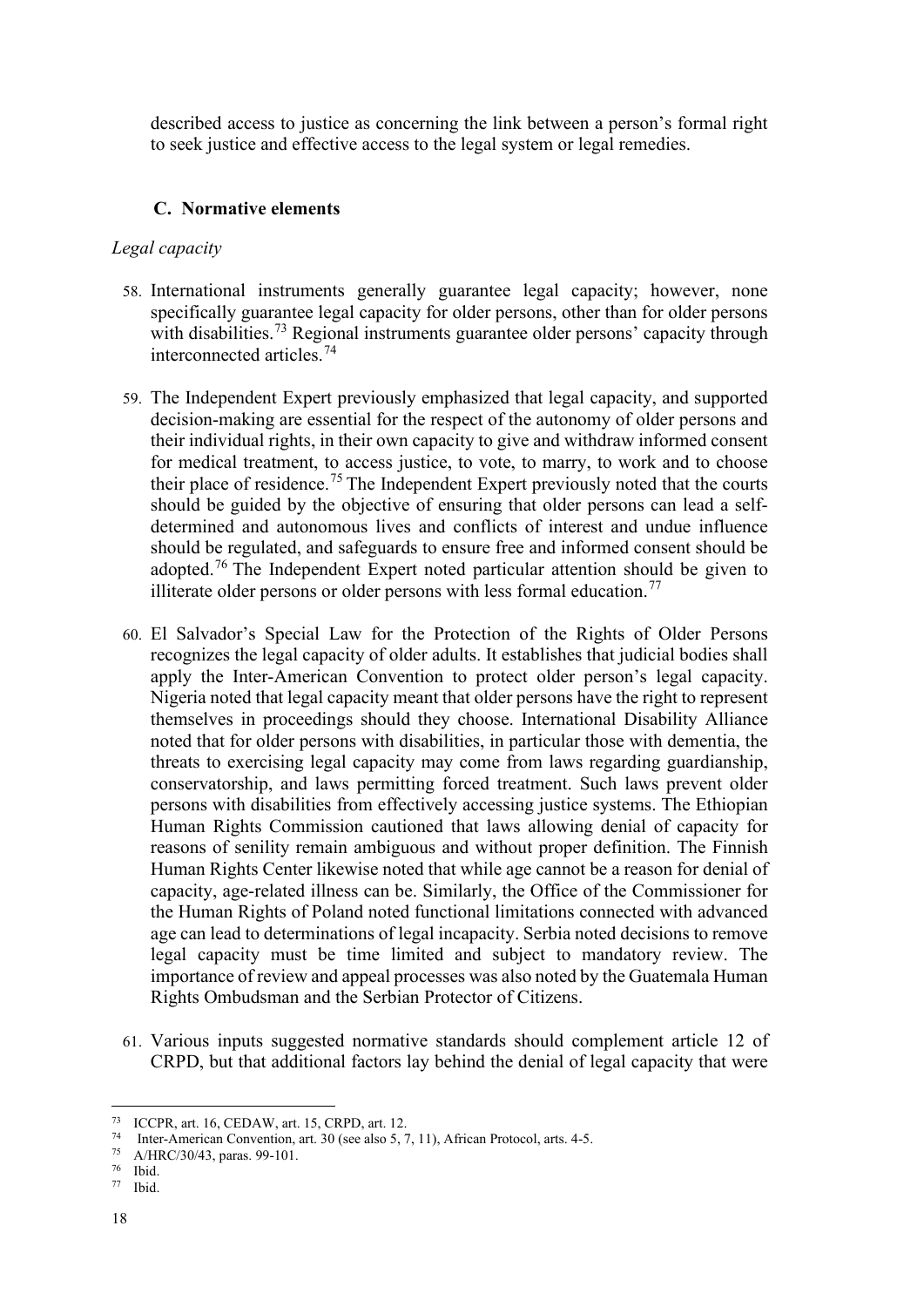described access to justice as concerning the link between a person's formal right to seek justice and effective access to the legal system or legal remedies.

### C. Normative elements

*Legal capacity*

58. International instruments generally guarantee legal capacity; however, none specifically guarantee legal capacity for older persons, other than for older persons with disabilities.[73] Regional instruments guarantee older persons' capacity through interconnected articles.[74]

59. The Independent Expert previously emphasized that legal capacity, and supported decision-making are essential for the respect of the autonomy of older persons and their individual rights, in their own capacity to give and withdraw informed consent for medical treatment, to access justice, to vote, to marry, to work and to choose their place of residence.[75] The Independent Expert previously noted that the courts should be guided by the objective of ensuring that older persons can lead a self-determined and autonomous lives and conflicts of interest and undue influence should be regulated, and safeguards to ensure free and informed consent should be adopted.[76] The Independent Expert noted particular attention should be given to illiterate older persons or older persons with less formal education.[77]

60. El Salvador's Special Law for the Protection of the Rights of Older Persons recognizes the legal capacity of older adults. It establishes that judicial bodies shall apply the Inter-American Convention to protect older person's legal capacity. Nigeria noted that legal capacity meant that older persons have the right to represent themselves in proceedings should they choose. International Disability Alliance noted that for older persons with disabilities, in particular those with dementia, the threats to exercising legal capacity may come from laws regarding guardianship, conservatorship, and laws permitting forced treatment. Such laws prevent older persons with disabilities from effectively accessing justice systems. The Ethiopian Human Rights Commission cautioned that laws allowing denial of capacity for reasons of senility remain ambiguous and without proper definition. The Finnish Human Rights Center likewise noted that while age cannot be a reason for denial of capacity, age-related illness can be. Similarly, the Office of the Commissioner for the Human Rights of Poland noted functional limitations connected with advanced age can lead to determinations of legal incapacity. Serbia noted decisions to remove legal capacity must be time limited and subject to mandatory review. The importance of review and appeal processes was also noted by the Guatemala Human Rights Ombudsman and the Serbian Protector of Citizens.

61. Various inputs suggested normative standards should complement article 12 of CRPD, but that additional factors lay behind the denial of legal capacity that were

---

[73] ICCPR, art. 16, CEDAW, art. 15, CRPD, art. 12.

[74] Inter-American Convention, art. 30 (see also 5, 7, 11), African Protocol, arts. 4-5.

[75] A/HRC/30/43, paras. 99-101.

[76] Ibid.

[77] Ibid.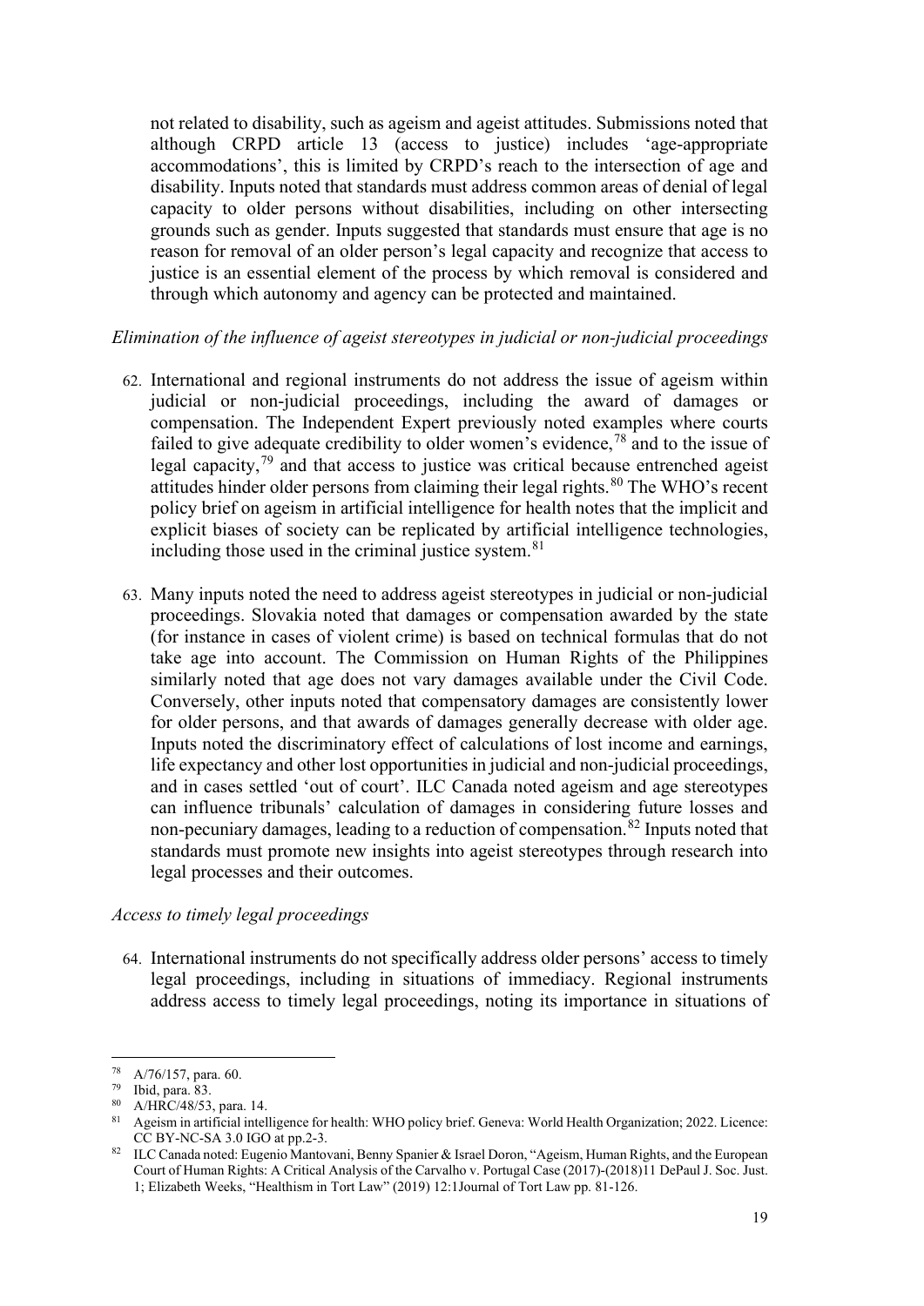not related to disability, such as ageism and ageist attitudes. Submissions noted that although CRPD article 13 (access to justice) includes 'age-appropriate accommodations', this is limited by CRPD's reach to the intersection of age and disability. Inputs noted that standards must address common areas of denial of legal capacity to older persons without disabilities, including on other intersecting grounds such as gender. Inputs suggested that standards must ensure that age is no reason for removal of an older person's legal capacity and recognize that access to justice is an essential element of the process by which removal is considered and through which autonomy and agency can be protected and maintained.

*Elimination of the influence of ageist stereotypes in judicial or non-judicial proceedings*

62. International and regional instruments do not address the issue of ageism within judicial or non-judicial proceedings, including the award of damages or compensation. The Independent Expert previously noted examples where courts failed to give adequate credibility to older women's evidence,[78] and to the issue of legal capacity,[79] and that access to justice was critical because entrenched ageist attitudes hinder older persons from claiming their legal rights.[80] The WHO's recent policy brief on ageism in artificial intelligence for health notes that the implicit and explicit biases of society can be replicated by artificial intelligence technologies, including those used in the criminal justice system.[81]

63. Many inputs noted the need to address ageist stereotypes in judicial or non-judicial proceedings. Slovakia noted that damages or compensation awarded by the state (for instance in cases of violent crime) is based on technical formulas that do not take age into account. The Commission on Human Rights of the Philippines similarly noted that age does not vary damages available under the Civil Code. Conversely, other inputs noted that compensatory damages are consistently lower for older persons, and that awards of damages generally decrease with older age. Inputs noted the discriminatory effect of calculations of lost income and earnings, life expectancy and other lost opportunities in judicial and non-judicial proceedings, and in cases settled 'out of court'. ILC Canada noted ageism and age stereotypes can influence tribunals' calculation of damages in considering future losses and non-pecuniary damages, leading to a reduction of compensation.[82] Inputs noted that standards must promote new insights into ageist stereotypes through research into legal processes and their outcomes.

*Access to timely legal proceedings*

64. International instruments do not specifically address older persons' access to timely legal proceedings, including in situations of immediacy. Regional instruments address access to timely legal proceedings, noting its importance in situations of

---

[78] A/76/157, para. 60.

[79] Ibid, para. 83.

[80] A/HRC/48/53, para. 14.

[81] Ageism in artificial intelligence for health: WHO policy brief. Geneva: World Health Organization; 2022. Licence: CC BY-NC-SA 3.0 IGO at pp.2-3.

[82] ILC Canada noted: Eugenio Mantovani, Benny Spanier & Israel Doron, "Ageism, Human Rights, and the European Court of Human Rights: A Critical Analysis of the Carvalho v. Portugal Case (2017)-(2018)11 DePaul J. Soc. Just. 1; Elizabeth Weeks, "Healthism in Tort Law" (2019) 12:1Journal of Tort Law pp. 81-126.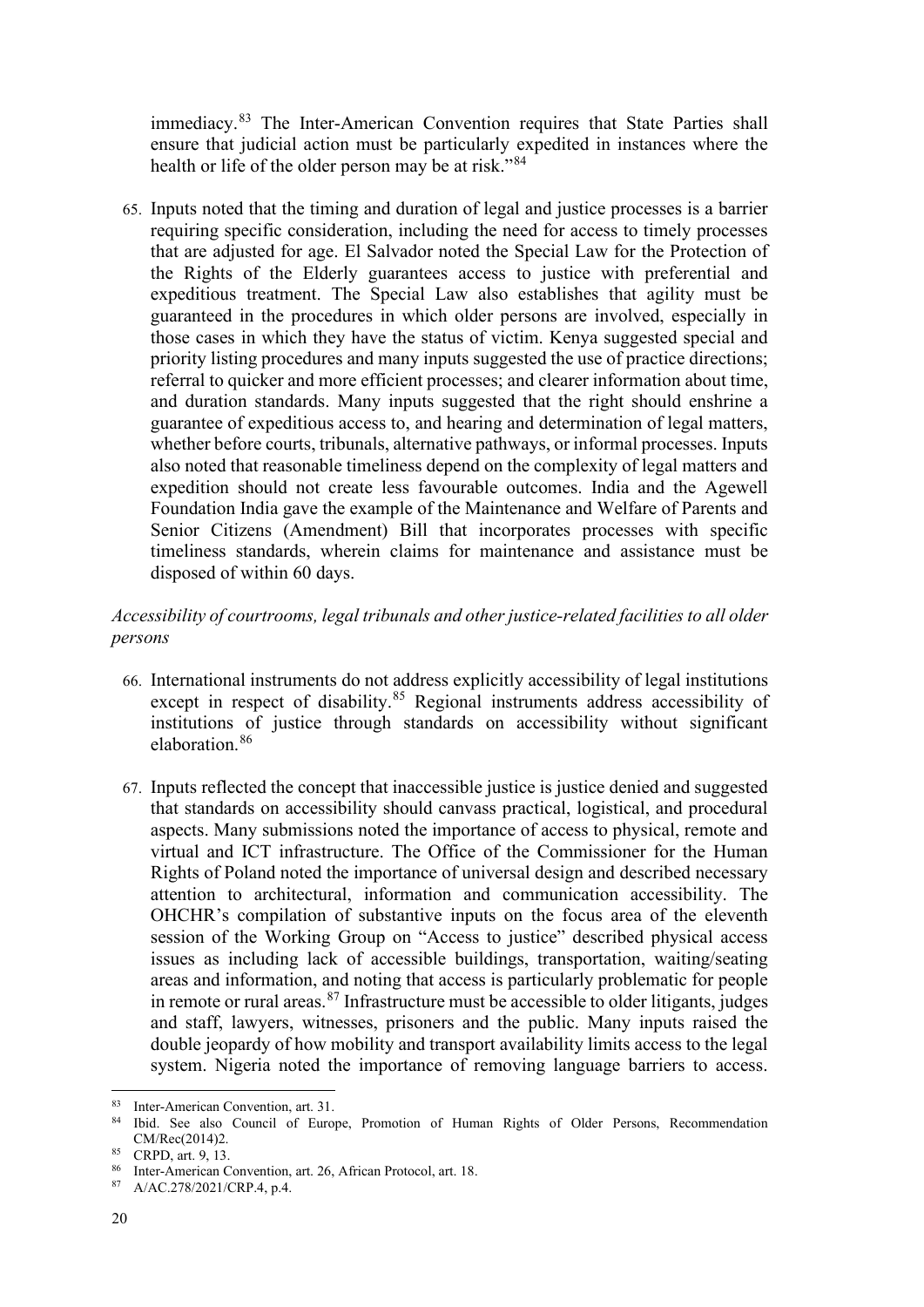immediacy.[83] The Inter-American Convention requires that State Parties shall ensure that judicial action must be particularly expedited in instances where the health or life of the older person may be at risk."[84]

65. Inputs noted that the timing and duration of legal and justice processes is a barrier requiring specific consideration, including the need for access to timely processes that are adjusted for age. El Salvador noted the Special Law for the Protection of the Rights of the Elderly guarantees access to justice with preferential and expeditious treatment. The Special Law also establishes that agility must be guaranteed in the procedures in which older persons are involved, especially in those cases in which they have the status of victim. Kenya suggested special and priority listing procedures and many inputs suggested the use of practice directions; referral to quicker and more efficient processes; and clearer information about time, and duration standards. Many inputs suggested that the right should enshrine a guarantee of expeditious access to, and hearing and determination of legal matters, whether before courts, tribunals, alternative pathways, or informal processes. Inputs also noted that reasonable timeliness depend on the complexity of legal matters and expedition should not create less favourable outcomes. India and the Agewell Foundation India gave the example of the Maintenance and Welfare of Parents and Senior Citizens (Amendment) Bill that incorporates processes with specific timeliness standards, wherein claims for maintenance and assistance must be disposed of within 60 days.

*Accessibility of courtrooms, legal tribunals and other justice-related facilities to all older persons*

66. International instruments do not address explicitly accessibility of legal institutions except in respect of disability.[85] Regional instruments address accessibility of institutions of justice through standards on accessibility without significant elaboration.[86]

67. Inputs reflected the concept that inaccessible justice is justice denied and suggested that standards on accessibility should canvass practical, logistical, and procedural aspects. Many submissions noted the importance of access to physical, remote and virtual and ICT infrastructure. The Office of the Commissioner for the Human Rights of Poland noted the importance of universal design and described necessary attention to architectural, information and communication accessibility. The OHCHR's compilation of substantive inputs on the focus area of the eleventh session of the Working Group on "Access to justice" described physical access issues as including lack of accessible buildings, transportation, waiting/seating areas and information, and noting that access is particularly problematic for people in remote or rural areas.[87] Infrastructure must be accessible to older litigants, judges and staff, lawyers, witnesses, prisoners and the public. Many inputs raised the double jeopardy of how mobility and transport availability limits access to the legal system. Nigeria noted the importance of removing language barriers to access.

---

[83] Inter-American Convention, art. 31.

[84] Ibid. See also Council of Europe, Promotion of Human Rights of Older Persons, Recommendation CM/Rec(2014)2.

[85] CRPD, art. 9, 13.

[86] Inter-American Convention, art. 26, African Protocol, art. 18.

[87] A/AC.278/2021/CRP.4, p.4.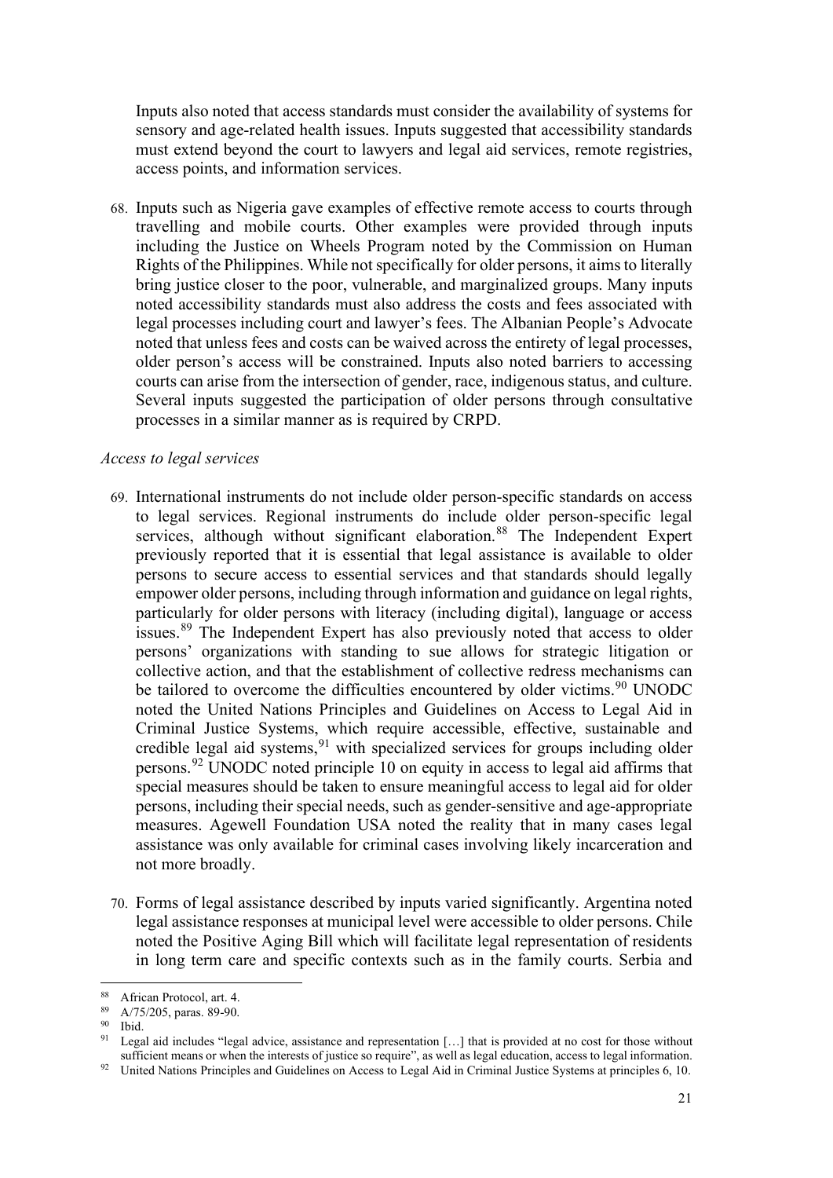Inputs also noted that access standards must consider the availability of systems for sensory and age-related health issues. Inputs suggested that accessibility standards must extend beyond the court to lawyers and legal aid services, remote registries, access points, and information services.

68. Inputs such as Nigeria gave examples of effective remote access to courts through travelling and mobile courts. Other examples were provided through inputs including the Justice on Wheels Program noted by the Commission on Human Rights of the Philippines. While not specifically for older persons, it aims to literally bring justice closer to the poor, vulnerable, and marginalized groups. Many inputs noted accessibility standards must also address the costs and fees associated with legal processes including court and lawyer's fees. The Albanian People's Advocate noted that unless fees and costs can be waived across the entirety of legal processes, older person's access will be constrained. Inputs also noted barriers to accessing courts can arise from the intersection of gender, race, indigenous status, and culture. Several inputs suggested the participation of older persons through consultative processes in a similar manner as is required by CRPD.

*Access to legal services*

69. International instruments do not include older person-specific standards on access to legal services. Regional instruments do include older person-specific legal services, although without significant elaboration.[88] The Independent Expert previously reported that it is essential that legal assistance is available to older persons to secure access to essential services and that standards should legally empower older persons, including through information and guidance on legal rights, particularly for older persons with literacy (including digital), language or access issues.[89] The Independent Expert has also previously noted that access to older persons' organizations with standing to sue allows for strategic litigation or collective action, and that the establishment of collective redress mechanisms can be tailored to overcome the difficulties encountered by older victims.[90] UNODC noted the United Nations Principles and Guidelines on Access to Legal Aid in Criminal Justice Systems, which require accessible, effective, sustainable and credible legal aid systems,[91] with specialized services for groups including older persons.[92] UNODC noted principle 10 on equity in access to legal aid affirms that special measures should be taken to ensure meaningful access to legal aid for older persons, including their special needs, such as gender-sensitive and age-appropriate measures. Agewell Foundation USA noted the reality that in many cases legal assistance was only available for criminal cases involving likely incarceration and not more broadly.

70. Forms of legal assistance described by inputs varied significantly. Argentina noted legal assistance responses at municipal level were accessible to older persons. Chile noted the Positive Aging Bill which will facilitate legal representation of residents in long term care and specific contexts such as in the family courts. Serbia and

---

[88] African Protocol, art. 4.

[89] A/75/205, paras. 89-90.

[90] Ibid.

[91] Legal aid includes "legal advice, assistance and representation […] that is provided at no cost for those without sufficient means or when the interests of justice so require", as well as legal education, access to legal information.

[92] United Nations Principles and Guidelines on Access to Legal Aid in Criminal Justice Systems at principles 6, 10.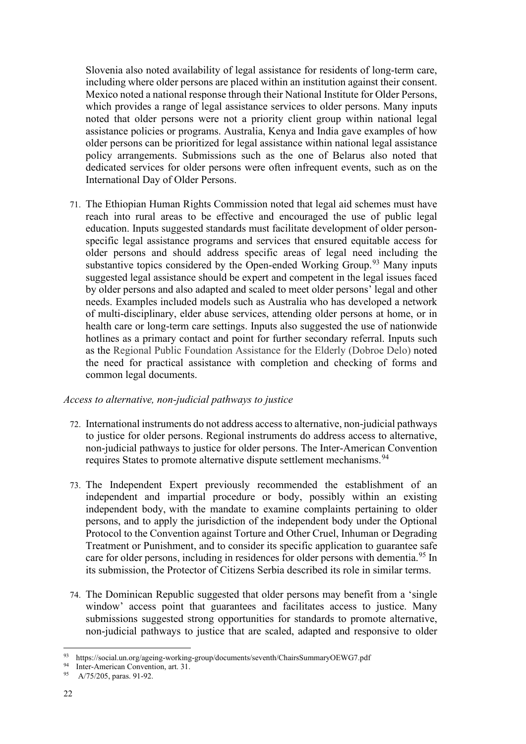Slovenia also noted availability of legal assistance for residents of long-term care, including where older persons are placed within an institution against their consent. Mexico noted a national response through their National Institute for Older Persons, which provides a range of legal assistance services to older persons. Many inputs noted that older persons were not a priority client group within national legal assistance policies or programs. Australia, Kenya and India gave examples of how older persons can be prioritized for legal assistance within national legal assistance policy arrangements. Submissions such as the one of Belarus also noted that dedicated services for older persons were often infrequent events, such as on the International Day of Older Persons.

71. The Ethiopian Human Rights Commission noted that legal aid schemes must have reach into rural areas to be effective and encouraged the use of public legal education. Inputs suggested standards must facilitate development of older person-specific legal assistance programs and services that ensured equitable access for older persons and should address specific areas of legal need including the substantive topics considered by the Open-ended Working Group.[93] Many inputs suggested legal assistance should be expert and competent in the legal issues faced by older persons and also adapted and scaled to meet older persons' legal and other needs. Examples included models such as Australia who has developed a network of multi-disciplinary, elder abuse services, attending older persons at home, or in health care or long-term care settings. Inputs also suggested the use of nationwide hotlines as a primary contact and point for further secondary referral. Inputs such as the Regional Public Foundation Assistance for the Elderly (Dobroe Delo) noted the need for practical assistance with completion and checking of forms and common legal documents.

*Access to alternative, non-judicial pathways to justice*

72. International instruments do not address access to alternative, non-judicial pathways to justice for older persons. Regional instruments do address access to alternative, non-judicial pathways to justice for older persons. The Inter-American Convention requires States to promote alternative dispute settlement mechanisms.[94]

73. The Independent Expert previously recommended the establishment of an independent and impartial procedure or body, possibly within an existing independent body, with the mandate to examine complaints pertaining to older persons, and to apply the jurisdiction of the independent body under the Optional Protocol to the Convention against Torture and Other Cruel, Inhuman or Degrading Treatment or Punishment, and to consider its specific application to guarantee safe care for older persons, including in residences for older persons with dementia.[95] In its submission, the Protector of Citizens Serbia described its role in similar terms.

74. The Dominican Republic suggested that older persons may benefit from a 'single window' access point that guarantees and facilitates access to justice. Many submissions suggested strong opportunities for standards to promote alternative, non-judicial pathways to justice that are scaled, adapted and responsive to older

---

[93] https://social.un.org/ageing-working-group/documents/seventh/ChairsSummaryOEWG7.pdf

[94] Inter-American Convention, art. 31.

[95] A/75/205, paras. 91-92.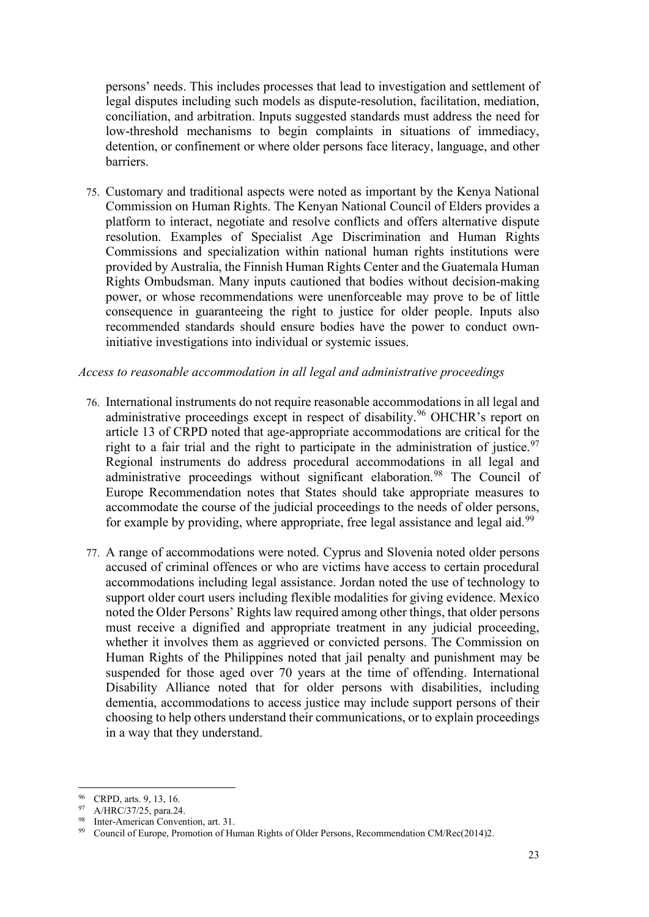persons' needs. This includes processes that lead to investigation and settlement of legal disputes including such models as dispute-resolution, facilitation, mediation, conciliation, and arbitration. Inputs suggested standards must address the need for low-threshold mechanisms to begin complaints in situations of immediacy, detention, or confinement or where older persons face literacy, language, and other barriers.

75. Customary and traditional aspects were noted as important by the Kenya National Commission on Human Rights. The Kenyan National Council of Elders provides a platform to interact, negotiate and resolve conflicts and offers alternative dispute resolution. Examples of Specialist Age Discrimination and Human Rights Commissions and specialization within national human rights institutions were provided by Australia, the Finnish Human Rights Center and the Guatemala Human Rights Ombudsman. Many inputs cautioned that bodies without decision-making power, or whose recommendations were unenforceable may prove to be of little consequence in guaranteeing the right to justice for older people. Inputs also recommended standards should ensure bodies have the power to conduct own-initiative investigations into individual or systemic issues.

*Access to reasonable accommodation in all legal and administrative proceedings*

76. International instruments do not require reasonable accommodations in all legal and administrative proceedings except in respect of disability.[96] OHCHR's report on article 13 of CRPD noted that age-appropriate accommodations are critical for the right to a fair trial and the right to participate in the administration of justice.[97] Regional instruments do address procedural accommodations in all legal and administrative proceedings without significant elaboration.[98] The Council of Europe Recommendation notes that States should take appropriate measures to accommodate the course of the judicial proceedings to the needs of older persons, for example by providing, where appropriate, free legal assistance and legal aid.[99]

77. A range of accommodations were noted. Cyprus and Slovenia noted older persons accused of criminal offences or who are victims have access to certain procedural accommodations including legal assistance. Jordan noted the use of technology to support older court users including flexible modalities for giving evidence. Mexico noted the Older Persons' Rights law required among other things, that older persons must receive a dignified and appropriate treatment in any judicial proceeding, whether it involves them as aggrieved or convicted persons. The Commission on Human Rights of the Philippines noted that jail penalty and punishment may be suspended for those aged over 70 years at the time of offending. International Disability Alliance noted that for older persons with disabilities, including dementia, accommodations to access justice may include support persons of their choosing to help others understand their communications, or to explain proceedings in a way that they understand.

---

[96] CRPD, arts. 9, 13, 16.

[97] A/HRC/37/25, para.24.

[98] Inter-American Convention, art. 31.

[99] Council of Europe, Promotion of Human Rights of Older Persons, Recommendation CM/Rec(2014)2.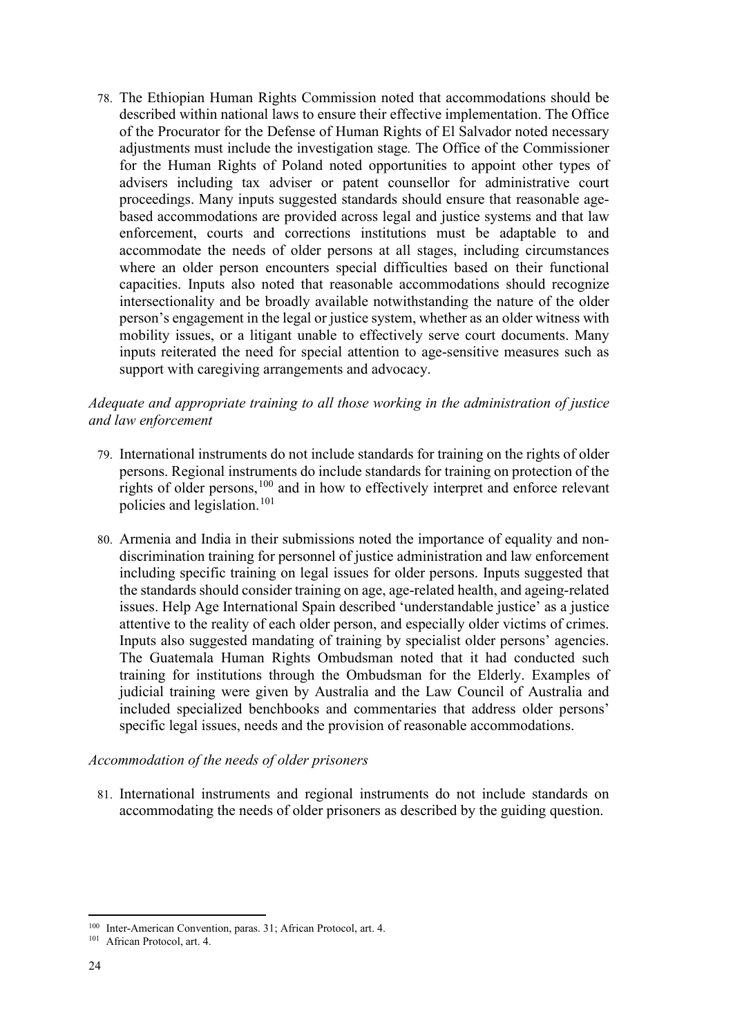78. The Ethiopian Human Rights Commission noted that accommodations should be described within national laws to ensure their effective implementation. The Office of the Procurator for the Defense of Human Rights of El Salvador noted necessary adjustments must include the investigation stage*.* The Office of the Commissioner for the Human Rights of Poland noted opportunities to appoint other types of advisers including tax adviser or patent counsellor for administrative court proceedings. Many inputs suggested standards should ensure that reasonable age-based accommodations are provided across legal and justice systems and that law enforcement, courts and corrections institutions must be adaptable to and accommodate the needs of older persons at all stages, including circumstances where an older person encounters special difficulties based on their functional capacities. Inputs also noted that reasonable accommodations should recognize intersectionality and be broadly available notwithstanding the nature of the older person's engagement in the legal or justice system, whether as an older witness with mobility issues, or a litigant unable to effectively serve court documents. Many inputs reiterated the need for special attention to age-sensitive measures such as support with caregiving arrangements and advocacy.

*Adequate and appropriate training to all those working in the administration of justice and law enforcement*

79. International instruments do not include standards for training on the rights of older persons. Regional instruments do include standards for training on protection of the rights of older persons,[100] and in how to effectively interpret and enforce relevant policies and legislation.[101]

80. Armenia and India in their submissions noted the importance of equality and non-discrimination training for personnel of justice administration and law enforcement including specific training on legal issues for older persons. Inputs suggested that the standards should consider training on age, age-related health, and ageing-related issues. Help Age International Spain described 'understandable justice' as a justice attentive to the reality of each older person, and especially older victims of crimes. Inputs also suggested mandating of training by specialist older persons' agencies. The Guatemala Human Rights Ombudsman noted that it had conducted such training for institutions through the Ombudsman for the Elderly. Examples of judicial training were given by Australia and the Law Council of Australia and included specialized benchbooks and commentaries that address older persons' specific legal issues, needs and the provision of reasonable accommodations.

*Accommodation of the needs of older prisoners*

81. International instruments and regional instruments do not include standards on accommodating the needs of older prisoners as described by the guiding question.

---

[100] Inter-American Convention, paras. 31; African Protocol, art. 4.

[101] African Protocol, art. 4.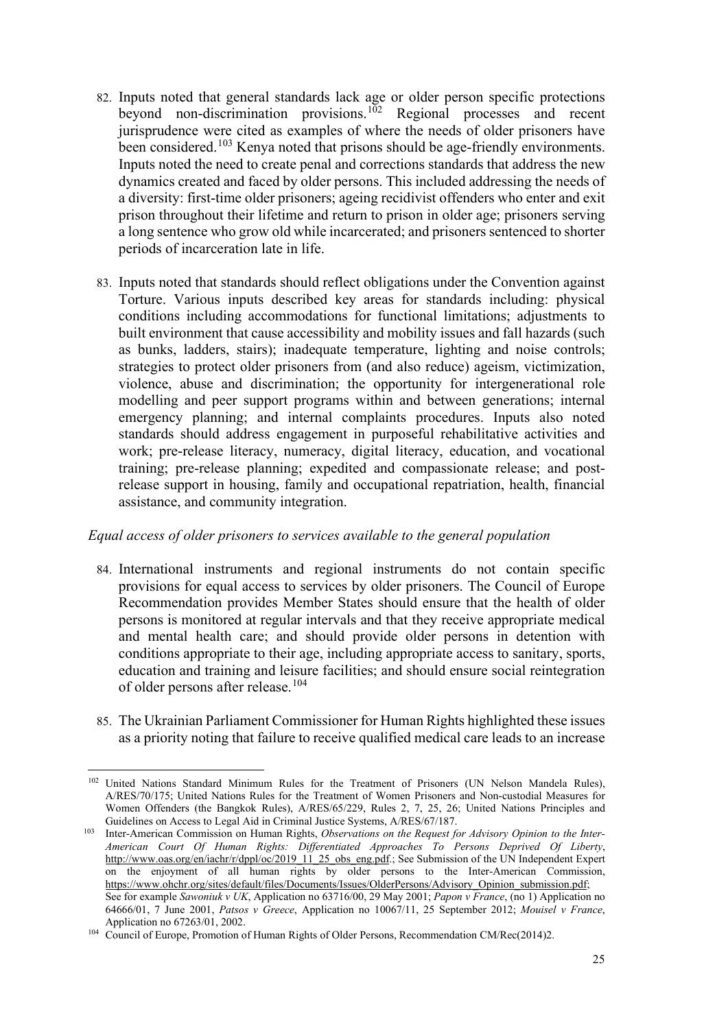82. Inputs noted that general standards lack age or older person specific protections beyond non-discrimination provisions.[102] Regional processes and recent jurisprudence were cited as examples of where the needs of older prisoners have been considered.[103] Kenya noted that prisons should be age-friendly environments. Inputs noted the need to create penal and corrections standards that address the new dynamics created and faced by older persons. This included addressing the needs of a diversity: first-time older prisoners; ageing recidivist offenders who enter and exit prison throughout their lifetime and return to prison in older age; prisoners serving a long sentence who grow old while incarcerated; and prisoners sentenced to shorter periods of incarceration late in life.

83. Inputs noted that standards should reflect obligations under the Convention against Torture. Various inputs described key areas for standards including: physical conditions including accommodations for functional limitations; adjustments to built environment that cause accessibility and mobility issues and fall hazards (such as bunks, ladders, stairs); inadequate temperature, lighting and noise controls; strategies to protect older prisoners from (and also reduce) ageism, victimization, violence, abuse and discrimination; the opportunity for intergenerational role modelling and peer support programs within and between generations; internal emergency planning; and internal complaints procedures. Inputs also noted standards should address engagement in purposeful rehabilitative activities and work; pre-release literacy, numeracy, digital literacy, education, and vocational training; pre-release planning; expedited and compassionate release; and post-release support in housing, family and occupational repatriation, health, financial assistance, and community integration.

*Equal access of older prisoners to services available to the general population*

84. International instruments and regional instruments do not contain specific provisions for equal access to services by older prisoners. The Council of Europe Recommendation provides Member States should ensure that the health of older persons is monitored at regular intervals and that they receive appropriate medical and mental health care; and should provide older persons in detention with conditions appropriate to their age, including appropriate access to sanitary, sports, education and training and leisure facilities; and should ensure social reintegration of older persons after release.[104]

85. The Ukrainian Parliament Commissioner for Human Rights highlighted these issues as a priority noting that failure to receive qualified medical care leads to an increase

---

[102] United Nations Standard Minimum Rules for the Treatment of Prisoners (UN Nelson Mandela Rules), A/RES/70/175; United Nations Rules for the Treatment of Women Prisoners and Non-custodial Measures for Women Offenders (the Bangkok Rules), A/RES/65/229, Rules 2, 7, 25, 26; United Nations Principles and Guidelines on Access to Legal Aid in Criminal Justice Systems, A/RES/67/187.

[103] Inter-American Commission on Human Rights, *Observations on the Request for Advisory Opinion to the Inter-American Court Of Human Rights: Differentiated Approaches To Persons Deprived Of Liberty*, http://www.oas.org/en/iachr/r/dppl/oc/2019_11_25_obs_eng.pdf.; See Submission of the UN Independent Expert on the enjoyment of all human rights by older persons to the Inter-American Commission, https://www.ohchr.org/sites/default/files/Documents/Issues/OlderPersons/Advisory_Opinion_submission.pdf; See for example *Sawoniuk v UK*, Application no 63716/00, 29 May 2001; *Papon v France*, (no 1) Application no 64666/01, 7 June 2001, *Patsos v Greece*, Application no 10067/11, 25 September 2012; *Mouisel v France*, Application no 67263/01, 2002.

[104] Council of Europe, Promotion of Human Rights of Older Persons, Recommendation CM/Rec(2014)2.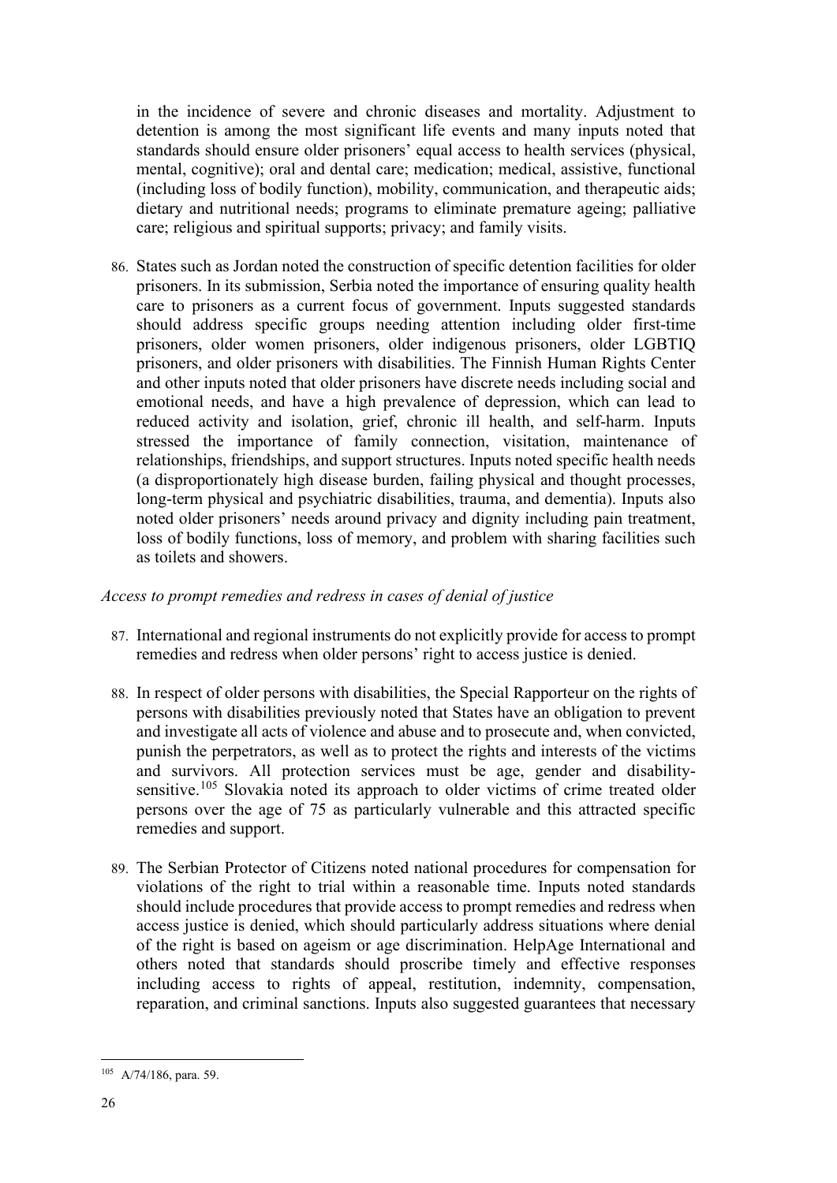in the incidence of severe and chronic diseases and mortality. Adjustment to detention is among the most significant life events and many inputs noted that standards should ensure older prisoners' equal access to health services (physical, mental, cognitive); oral and dental care; medication; medical, assistive, functional (including loss of bodily function), mobility, communication, and therapeutic aids; dietary and nutritional needs; programs to eliminate premature ageing; palliative care; religious and spiritual supports; privacy; and family visits.

86. States such as Jordan noted the construction of specific detention facilities for older prisoners. In its submission, Serbia noted the importance of ensuring quality health care to prisoners as a current focus of government. Inputs suggested standards should address specific groups needing attention including older first-time prisoners, older women prisoners, older indigenous prisoners, older LGBTIQ prisoners, and older prisoners with disabilities. The Finnish Human Rights Center and other inputs noted that older prisoners have discrete needs including social and emotional needs, and have a high prevalence of depression, which can lead to reduced activity and isolation, grief, chronic ill health, and self-harm. Inputs stressed the importance of family connection, visitation, maintenance of relationships, friendships, and support structures. Inputs noted specific health needs (a disproportionately high disease burden, failing physical and thought processes, long-term physical and psychiatric disabilities, trauma, and dementia). Inputs also noted older prisoners' needs around privacy and dignity including pain treatment, loss of bodily functions, loss of memory, and problem with sharing facilities such as toilets and showers.

*Access to prompt remedies and redress in cases of denial of justice*

87. International and regional instruments do not explicitly provide for access to prompt remedies and redress when older persons' right to access justice is denied.

88. In respect of older persons with disabilities, the Special Rapporteur on the rights of persons with disabilities previously noted that States have an obligation to prevent and investigate all acts of violence and abuse and to prosecute and, when convicted, punish the perpetrators, as well as to protect the rights and interests of the victims and survivors. All protection services must be age, gender and disability-sensitive.[105] Slovakia noted its approach to older victims of crime treated older persons over the age of 75 as particularly vulnerable and this attracted specific remedies and support.

89. The Serbian Protector of Citizens noted national procedures for compensation for violations of the right to trial within a reasonable time. Inputs noted standards should include procedures that provide access to prompt remedies and redress when access justice is denied, which should particularly address situations where denial of the right is based on ageism or age discrimination. HelpAge International and others noted that standards should proscribe timely and effective responses including access to rights of appeal, restitution, indemnity, compensation, reparation, and criminal sanctions. Inputs also suggested guarantees that necessary

---

[105] A/74/186, para. 59.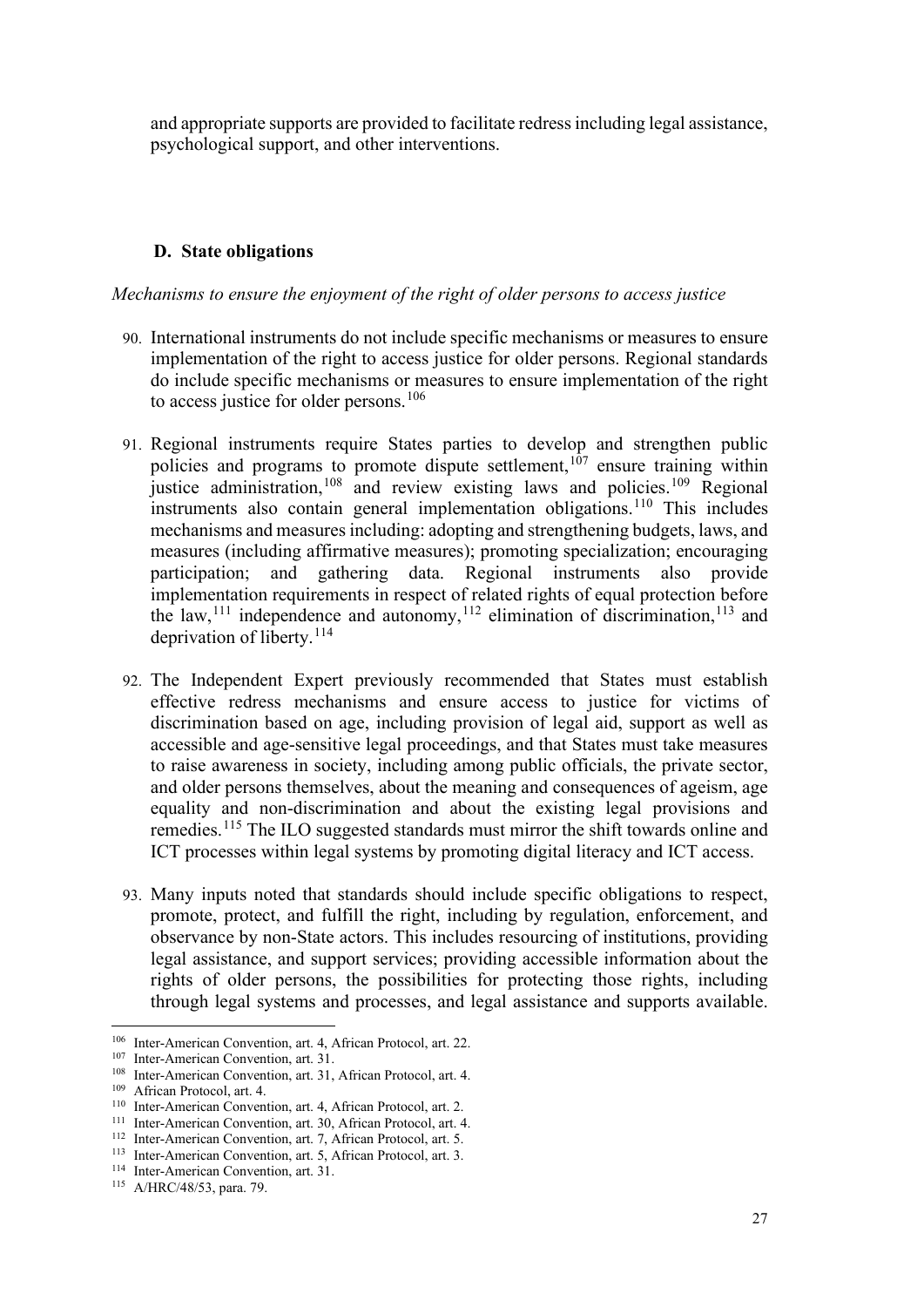and appropriate supports are provided to facilitate redress including legal assistance, psychological support, and other interventions.

### D. State obligations

*Mechanisms to ensure the enjoyment of the right of older persons to access justice*

90. International instruments do not include specific mechanisms or measures to ensure implementation of the right to access justice for older persons. Regional standards do include specific mechanisms or measures to ensure implementation of the right to access justice for older persons.[106]

91. Regional instruments require States parties to develop and strengthen public policies and programs to promote dispute settlement,[107] ensure training within justice administration,[108] and review existing laws and policies.[109] Regional instruments also contain general implementation obligations.[110] This includes mechanisms and measures including: adopting and strengthening budgets, laws, and measures (including affirmative measures); promoting specialization; encouraging participation; and gathering data. Regional instruments also provide implementation requirements in respect of related rights of equal protection before the law,[111] independence and autonomy,[112] elimination of discrimination,[113] and deprivation of liberty.[114]

92. The Independent Expert previously recommended that States must establish effective redress mechanisms and ensure access to justice for victims of discrimination based on age, including provision of legal aid, support as well as accessible and age-sensitive legal proceedings, and that States must take measures to raise awareness in society, including among public officials, the private sector, and older persons themselves, about the meaning and consequences of ageism, age equality and non-discrimination and about the existing legal provisions and remedies.[115] The ILO suggested standards must mirror the shift towards online and ICT processes within legal systems by promoting digital literacy and ICT access.

93. Many inputs noted that standards should include specific obligations to respect, promote, protect, and fulfill the right, including by regulation, enforcement, and observance by non-State actors. This includes resourcing of institutions, providing legal assistance, and support services; providing accessible information about the rights of older persons, the possibilities for protecting those rights, including through legal systems and processes, and legal assistance and supports available.

---

[106] Inter-American Convention, art. 4, African Protocol, art. 22.

[107] Inter-American Convention, art. 31.

[108] Inter-American Convention, art. 31, African Protocol, art. 4.

[109] African Protocol, art. 4.

[110] Inter-American Convention, art. 4, African Protocol, art. 2.

[111] Inter-American Convention, art. 30, African Protocol, art. 4.

[112] Inter-American Convention, art. 7, African Protocol, art. 5.

[113] Inter-American Convention, art. 5, African Protocol, art. 3.

[114] Inter-American Convention, art. 31.

[115] A/HRC/48/53, para. 79.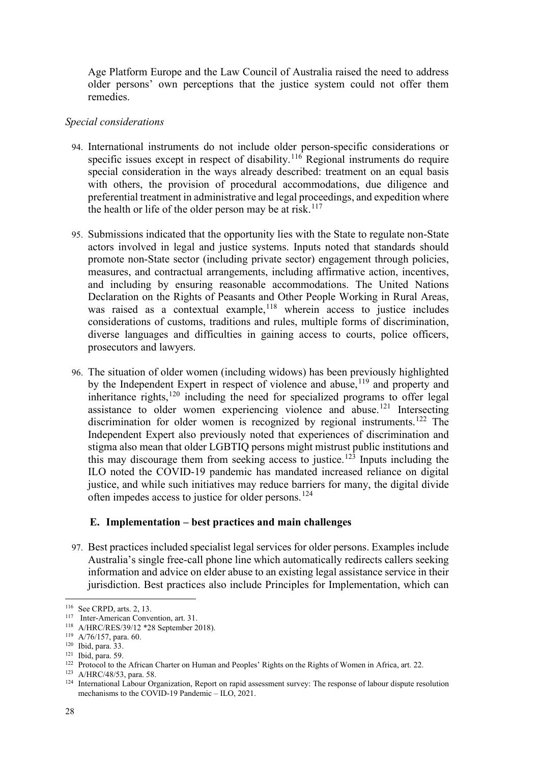Age Platform Europe and the Law Council of Australia raised the need to address older persons' own perceptions that the justice system could not offer them remedies.

*Special considerations*

94. International instruments do not include older person-specific considerations or specific issues except in respect of disability.[116] Regional instruments do require special consideration in the ways already described: treatment on an equal basis with others, the provision of procedural accommodations, due diligence and preferential treatment in administrative and legal proceedings, and expedition where the health or life of the older person may be at risk.[117]

95. Submissions indicated that the opportunity lies with the State to regulate non-State actors involved in legal and justice systems. Inputs noted that standards should promote non-State sector (including private sector) engagement through policies, measures, and contractual arrangements, including affirmative action, incentives, and including by ensuring reasonable accommodations. The United Nations Declaration on the Rights of Peasants and Other People Working in Rural Areas, was raised as a contextual example,[118] wherein access to justice includes considerations of customs, traditions and rules, multiple forms of discrimination, diverse languages and difficulties in gaining access to courts, police officers, prosecutors and lawyers.

96. The situation of older women (including widows) has been previously highlighted by the Independent Expert in respect of violence and abuse,[119] and property and inheritance rights,[120] including the need for specialized programs to offer legal assistance to older women experiencing violence and abuse.[121] Intersecting discrimination for older women is recognized by regional instruments.[122] The Independent Expert also previously noted that experiences of discrimination and stigma also mean that older LGBTIQ persons might mistrust public institutions and this may discourage them from seeking access to justice.[123] Inputs including the ILO noted the COVID-19 pandemic has mandated increased reliance on digital justice, and while such initiatives may reduce barriers for many, the digital divide often impedes access to justice for older persons.[124]

## E. Implementation – best practices and main challenges

97. Best practices included specialist legal services for older persons. Examples include Australia's single free-call phone line which automatically redirects callers seeking information and advice on elder abuse to an existing legal assistance service in their jurisdiction. Best practices also include Principles for Implementation, which can

---

[116] See CRPD, arts. 2, 13.

[117] Inter-American Convention, art. 31.

[118] A/HRC/RES/39/12 *28 September 2018).

[119] A/76/157, para. 60.

[120] Ibid, para. 33.

[121] Ibid, para. 59.

[122] Protocol to the African Charter on Human and Peoples' Rights on the Rights of Women in Africa, art. 22.

[123] A/HRC/48/53, para. 58.

[124] International Labour Organization, Report on rapid assessment survey: The response of labour dispute resolution mechanisms to the COVID-19 Pandemic – ILO, 2021.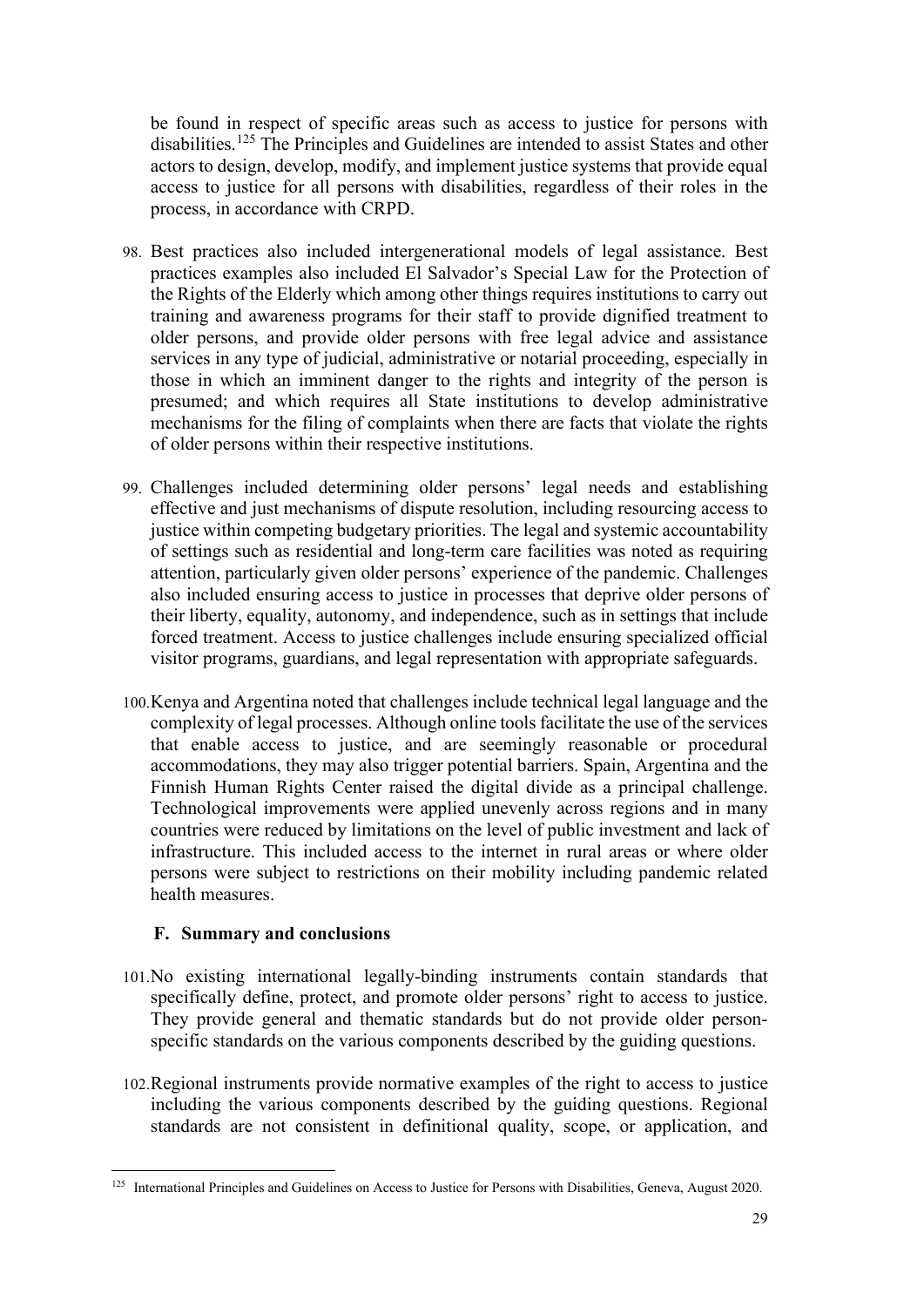be found in respect of specific areas such as access to justice for persons with disabilities.[125] The Principles and Guidelines are intended to assist States and other actors to design, develop, modify, and implement justice systems that provide equal access to justice for all persons with disabilities, regardless of their roles in the process, in accordance with CRPD.

98. Best practices also included intergenerational models of legal assistance. Best practices examples also included El Salvador's Special Law for the Protection of the Rights of the Elderly which among other things requires institutions to carry out training and awareness programs for their staff to provide dignified treatment to older persons, and provide older persons with free legal advice and assistance services in any type of judicial, administrative or notarial proceeding, especially in those in which an imminent danger to the rights and integrity of the person is presumed; and which requires all State institutions to develop administrative mechanisms for the filing of complaints when there are facts that violate the rights of older persons within their respective institutions.

99. Challenges included determining older persons' legal needs and establishing effective and just mechanisms of dispute resolution, including resourcing access to justice within competing budgetary priorities. The legal and systemic accountability of settings such as residential and long-term care facilities was noted as requiring attention, particularly given older persons' experience of the pandemic. Challenges also included ensuring access to justice in processes that deprive older persons of their liberty, equality, autonomy, and independence, such as in settings that include forced treatment. Access to justice challenges include ensuring specialized official visitor programs, guardians, and legal representation with appropriate safeguards.

100. Kenya and Argentina noted that challenges include technical legal language and the complexity of legal processes. Although online tools facilitate the use of the services that enable access to justice, and are seemingly reasonable or procedural accommodations, they may also trigger potential barriers. Spain, Argentina and the Finnish Human Rights Center raised the digital divide as a principal challenge. Technological improvements were applied unevenly across regions and in many countries were reduced by limitations on the level of public investment and lack of infrastructure. This included access to the internet in rural areas or where older persons were subject to restrictions on their mobility including pandemic related health measures.

### F. Summary and conclusions

101. No existing international legally-binding instruments contain standards that specifically define, protect, and promote older persons' right to access to justice. They provide general and thematic standards but do not provide older person-specific standards on the various components described by the guiding questions.

102. Regional instruments provide normative examples of the right to access to justice including the various components described by the guiding questions. Regional standards are not consistent in definitional quality, scope, or application, and

[125] International Principles and Guidelines on Access to Justice for Persons with Disabilities, Geneva, August 2020.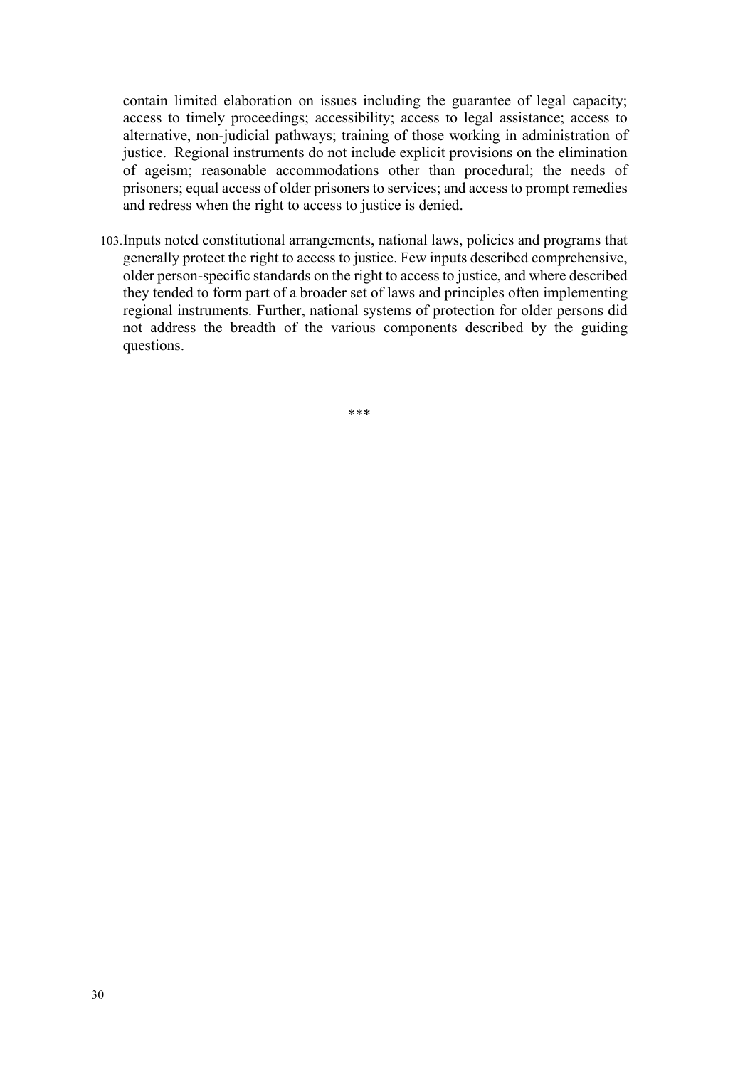contain limited elaboration on issues including the guarantee of legal capacity; access to timely proceedings; accessibility; access to legal assistance; access to alternative, non-judicial pathways; training of those working in administration of justice. Regional instruments do not include explicit provisions on the elimination of ageism; reasonable accommodations other than procedural; the needs of prisoners; equal access of older prisoners to services; and access to prompt remedies and redress when the right to access to justice is denied.

103. Inputs noted constitutional arrangements, national laws, policies and programs that generally protect the right to access to justice. Few inputs described comprehensive, older person-specific standards on the right to access to justice, and where described they tended to form part of a broader set of laws and principles often implementing regional instruments. Further, national systems of protection for older persons did not address the breadth of the various components described by the guiding questions.

***